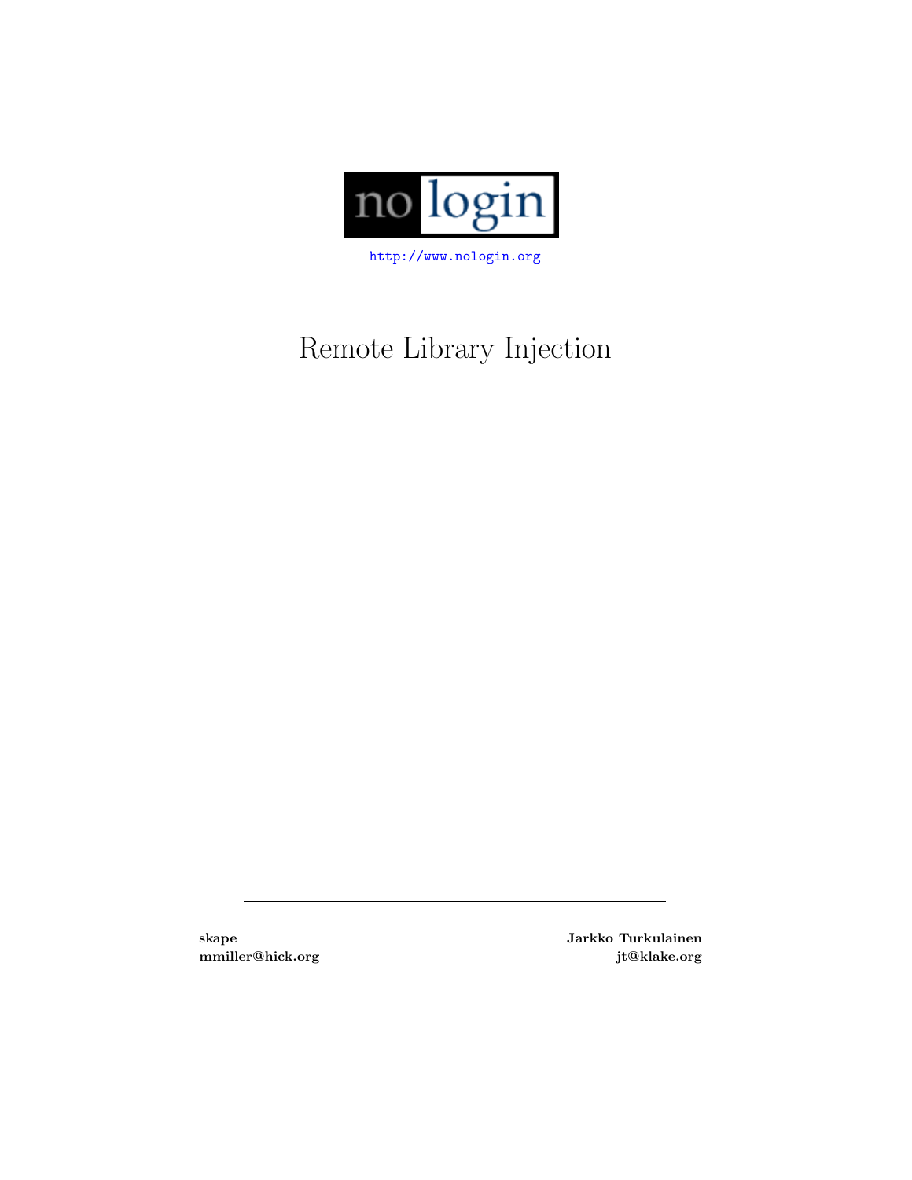nologin

http://www.nologin.org

# Remote Library Injection

---

**skape**
**mmiller@hick.org**

**Jarkko Turkulainen**
**jt@klake.org**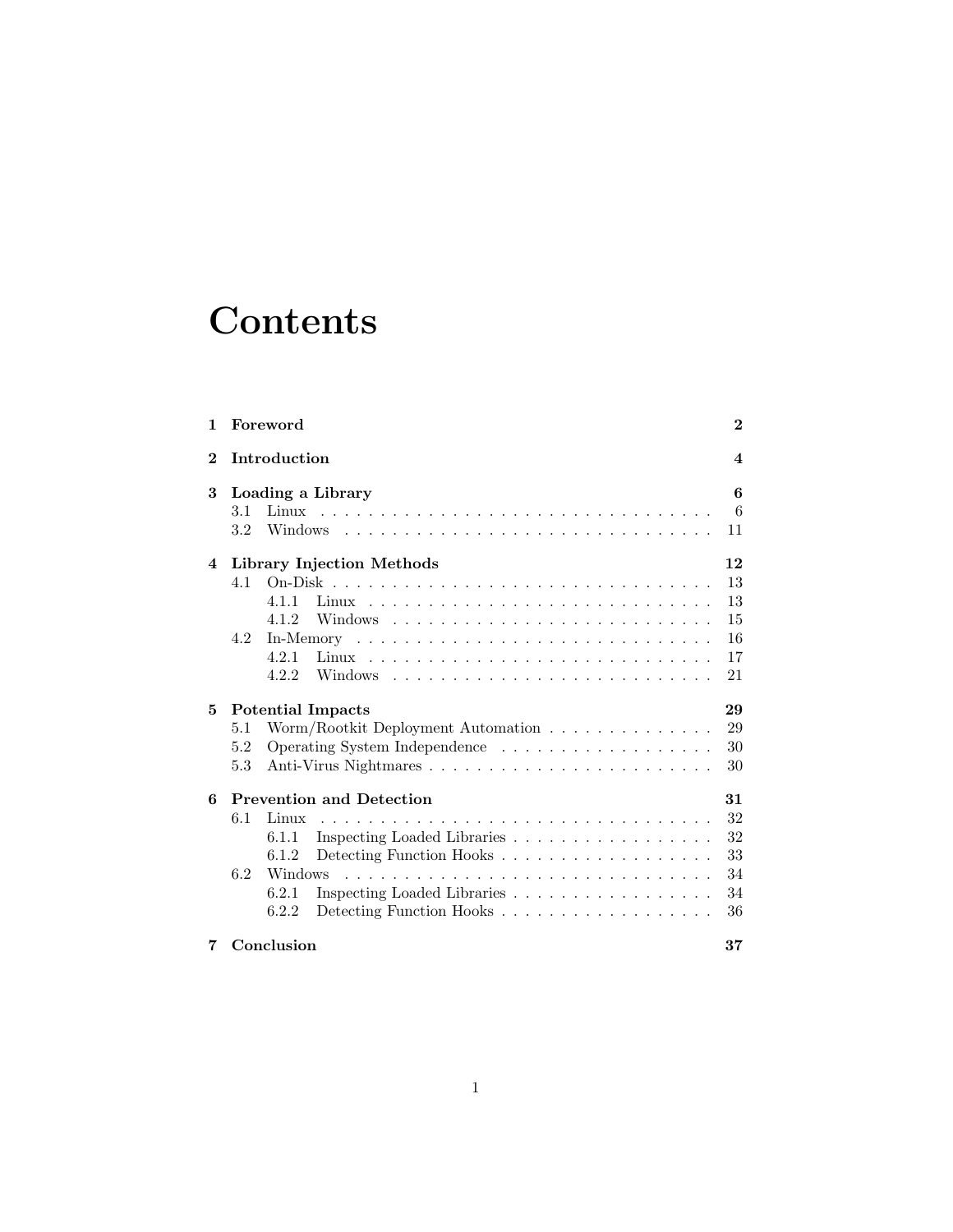# Contents

1 **Foreword** **2**

2 **Introduction** **4**

3 **Loading a Library** **6**
- 3.1 Linux . . . 6
- 3.2 Windows . . . 11

4 **Library Injection Methods** **12**
- 4.1 On-Disk . . . 13
  - 4.1.1 Linux . . . 13
  - 4.1.2 Windows . . . 15
- 4.2 In-Memory . . . 16
  - 4.2.1 Linux . . . 17
  - 4.2.2 Windows . . . 21

5 **Potential Impacts** **29**
- 5.1 Worm/Rootkit Deployment Automation . . . 29
- 5.2 Operating System Independence . . . 30
- 5.3 Anti-Virus Nightmares . . . 30

6 **Prevention and Detection** **31**
- 6.1 Linux . . . 32
  - 6.1.1 Inspecting Loaded Libraries . . . 32
  - 6.1.2 Detecting Function Hooks . . . 33
- 6.2 Windows . . . 34
  - 6.2.1 Inspecting Loaded Libraries . . . 34
  - 6.2.2 Detecting Function Hooks . . . 36

7 **Conclusion** **37**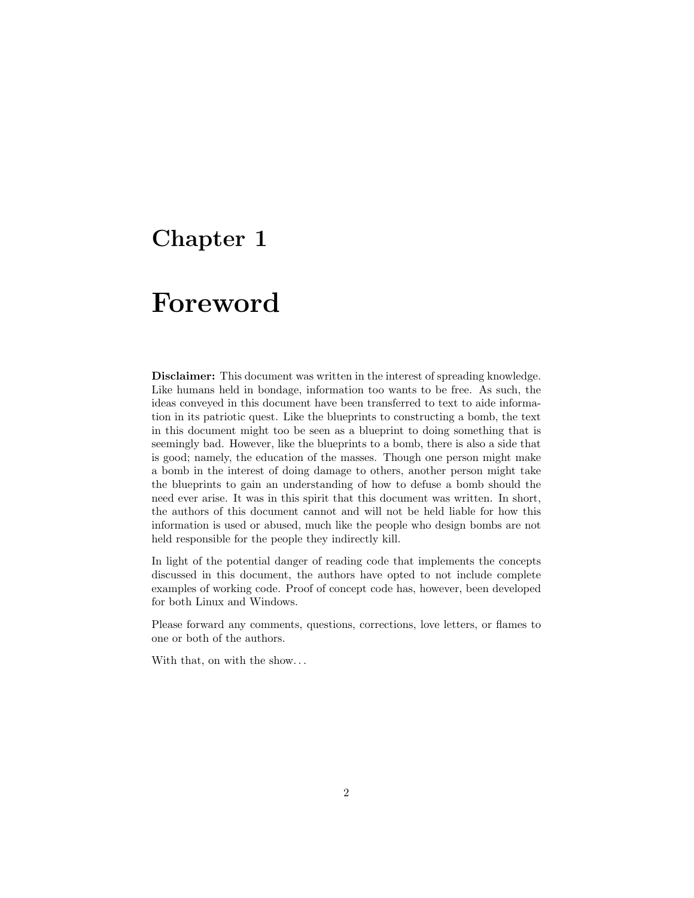# Chapter 1

# Foreword

**Disclaimer:** This document was written in the interest of spreading knowledge. Like humans held in bondage, information too wants to be free. As such, the ideas conveyed in this document have been transferred to text to aide information in its patriotic quest. Like the blueprints to constructing a bomb, the text in this document might too be seen as a blueprint to doing something that is seemingly bad. However, like the blueprints to a bomb, there is also a side that is good; namely, the education of the masses. Though one person might make a bomb in the interest of doing damage to others, another person might take the blueprints to gain an understanding of how to defuse a bomb should the need ever arise. It was in this spirit that this document was written. In short, the authors of this document cannot and will not be held liable for how this information is used or abused, much like the people who design bombs are not held responsible for the people they indirectly kill.

In light of the potential danger of reading code that implements the concepts discussed in this document, the authors have opted to not include complete examples of working code. Proof of concept code has, however, been developed for both Linux and Windows.

Please forward any comments, questions, corrections, love letters, or flames to one or both of the authors.

With that, on with the show...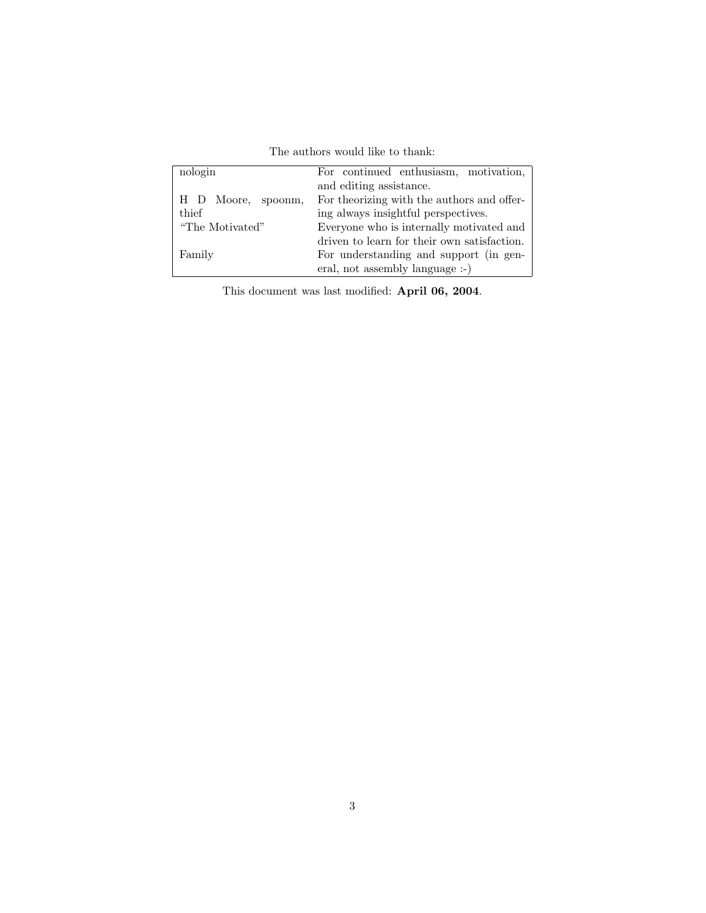The authors would like to thank:

| | |
|---|---|
| nologin | For continued enthusiasm, motivation, and editing assistance. |
| H D Moore, spoonm, thief | For theorizing with the authors and offering always insightful perspectives. |
| "The Motivated" | Everyone who is internally motivated and driven to learn for their own satisfaction. |
| Family | For understanding and support (in general, not assembly language :-) |

This document was last modified: **April 06, 2004**.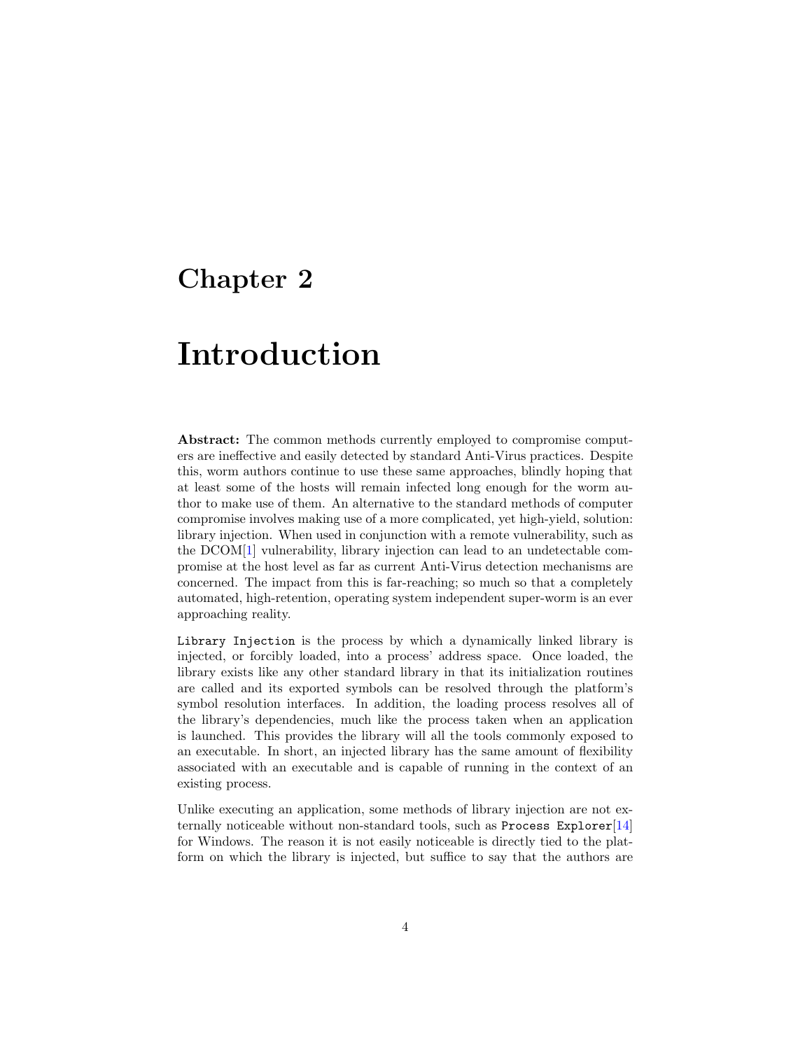# Chapter 2

# Introduction

**Abstract:** The common methods currently employed to compromise computers are ineffective and easily detected by standard Anti-Virus practices. Despite this, worm authors continue to use these same approaches, blindly hoping that at least some of the hosts will remain infected long enough for the worm author to make use of them. An alternative to the standard methods of computer compromise involves making use of a more complicated, yet high-yield, solution: library injection. When used in conjunction with a remote vulnerability, such as the DCOM[1] vulnerability, library injection can lead to an undetectable compromise at the host level as far as current Anti-Virus detection mechanisms are concerned. The impact from this is far-reaching; so much so that a completely automated, high-retention, operating system independent super-worm is an ever approaching reality.

`Library Injection` is the process by which a dynamically linked library is injected, or forcibly loaded, into a process' address space. Once loaded, the library exists like any other standard library in that its initialization routines are called and its exported symbols can be resolved through the platform's symbol resolution interfaces. In addition, the loading process resolves all of the library's dependencies, much like the process taken when an application is launched. This provides the library will all the tools commonly exposed to an executable. In short, an injected library has the same amount of flexibility associated with an executable and is capable of running in the context of an existing process.

Unlike executing an application, some methods of library injection are not externally noticeable without non-standard tools, such as `Process Explorer`[14] for Windows. The reason it is not easily noticeable is directly tied to the platform on which the library is injected, but suffice to say that the authors are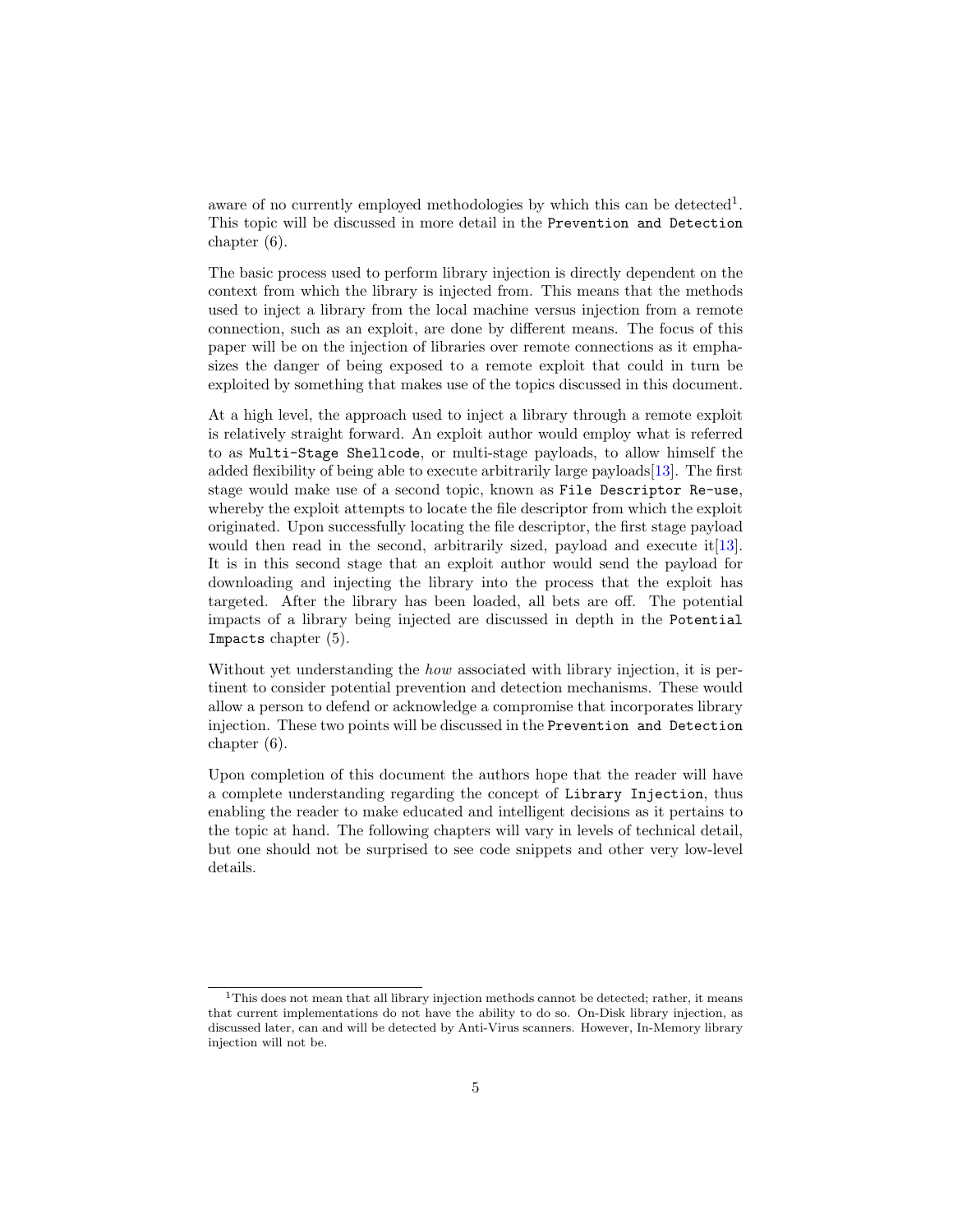aware of no currently employed methodologies by which this can be detected[1]. This topic will be discussed in more detail in the `Prevention and Detection` chapter (6).

The basic process used to perform library injection is directly dependent on the context from which the library is injected from. This means that the methods used to inject a library from the local machine versus injection from a remote connection, such as an exploit, are done by different means. The focus of this paper will be on the injection of libraries over remote connections as it emphasizes the danger of being exposed to a remote exploit that could in turn be exploited by something that makes use of the topics discussed in this document.

At a high level, the approach used to inject a library through a remote exploit is relatively straight forward. An exploit author would employ what is referred to as `Multi-Stage Shellcode`, or multi-stage payloads, to allow himself the added flexibility of being able to execute arbitrarily large payloads[13]. The first stage would make use of a second topic, known as `File Descriptor Re-use`, whereby the exploit attempts to locate the file descriptor from which the exploit originated. Upon successfully locating the file descriptor, the first stage payload would then read in the second, arbitrarily sized, payload and execute it[13]. It is in this second stage that an exploit author would send the payload for downloading and injecting the library into the process that the exploit has targeted. After the library has been loaded, all bets are off. The potential impacts of a library being injected are discussed in depth in the `Potential Impacts` chapter (5).

Without yet understanding the *how* associated with library injection, it is pertinent to consider potential prevention and detection mechanisms. These would allow a person to defend or acknowledge a compromise that incorporates library injection. These two points will be discussed in the `Prevention and Detection` chapter (6).

Upon completion of this document the authors hope that the reader will have a complete understanding regarding the concept of `Library Injection`, thus enabling the reader to make educated and intelligent decisions as it pertains to the topic at hand. The following chapters will vary in levels of technical detail, but one should not be surprised to see code snippets and other very low-level details.

---

[1] This does not mean that all library injection methods cannot be detected; rather, it means that current implementations do not have the ability to do so. On-Disk library injection, as discussed later, can and will be detected by Anti-Virus scanners. However, In-Memory library injection will not be.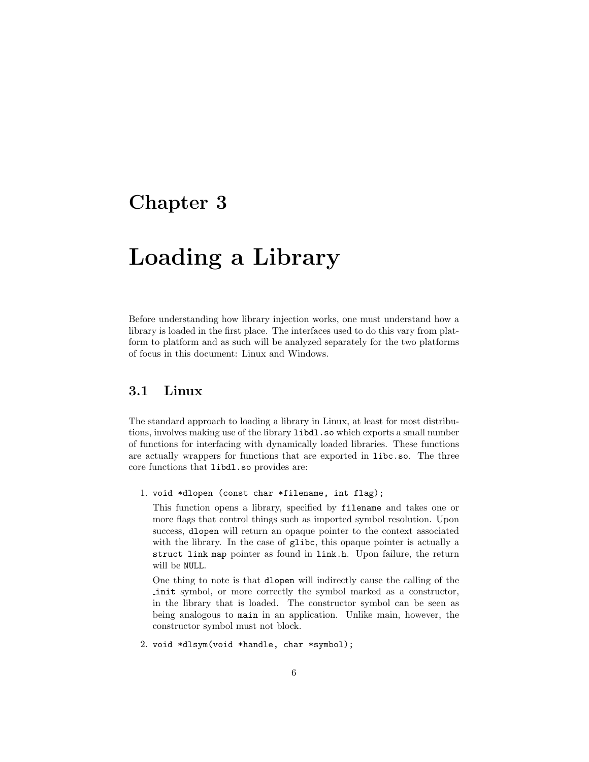# Chapter 3

# Loading a Library

Before understanding how library injection works, one must understand how a library is loaded in the first place. The interfaces used to do this vary from platform to platform and as such will be analyzed separately for the two platforms of focus in this document: Linux and Windows.

## 3.1 Linux

The standard approach to loading a library in Linux, at least for most distributions, involves making use of the library `libdl.so` which exports a small number of functions for interfacing with dynamically loaded libraries. These functions are actually wrappers for functions that are exported in `libc.so`. The three core functions that `libdl.so` provides are:

1. `void *dlopen (const char *filename, int flag);`

   This function opens a library, specified by `filename` and takes one or more flags that control things such as imported symbol resolution. Upon success, `dlopen` will return an opaque pointer to the context associated with the library. In the case of `glibc`, this opaque pointer is actually a `struct link_map` pointer as found in `link.h`. Upon failure, the return will be `NULL`.

   One thing to note is that `dlopen` will indirectly cause the calling of the _init symbol, or more correctly the symbol marked as a constructor, in the library that is loaded. The constructor symbol can be seen as being analogous to `main` in an application. Unlike main, however, the constructor symbol must not block.

2. `void *dlsym(void *handle, char *symbol);`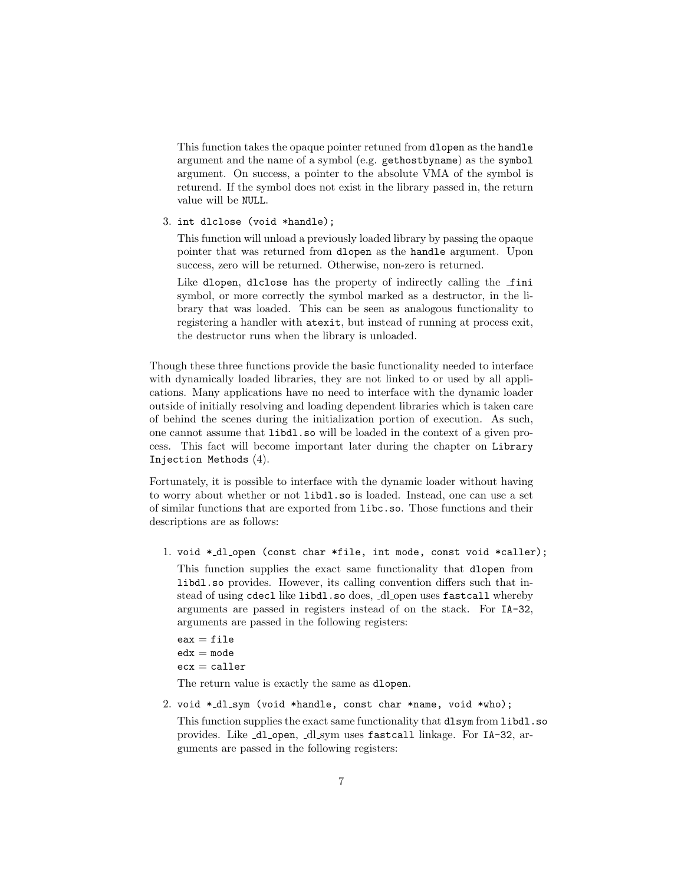This function takes the opaque pointer retuned from `dlopen` as the `handle` argument and the name of a symbol (e.g. `gethostbyname`) as the `symbol` argument. On success, a pointer to the absolute VMA of the symbol is returend. If the symbol does not exist in the library passed in, the return value will be `NULL`.

3. `int dlclose (void *handle);`

   This function will unload a previously loaded library by passing the opaque pointer that was returned from `dlopen` as the `handle` argument. Upon success, zero will be returned. Otherwise, non-zero is returned.

   Like `dlopen`, `dlclose` has the property of indirectly calling the `_fini` symbol, or more correctly the symbol marked as a destructor, in the library that was loaded. This can be seen as analogous functionality to registering a handler with `atexit`, but instead of running at process exit, the destructor runs when the library is unloaded.

Though these three functions provide the basic functionality needed to interface with dynamically loaded libraries, they are not linked to or used by all applications. Many applications have no need to interface with the dynamic loader outside of initially resolving and loading dependent libraries which is taken care of behind the scenes during the initialization portion of execution. As such, one cannot assume that `libdl.so` will be loaded in the context of a given process. This fact will become important later during the chapter on `Library Injection Methods` (4).

Fortunately, it is possible to interface with the dynamic loader without having to worry about whether or not `libdl.so` is loaded. Instead, one can use a set of similar functions that are exported from `libc.so`. Those functions and their descriptions are as follows:

1. `void *_dl_open (const char *file, int mode, const void *caller);`

   This function supplies the exact same functionality that `dlopen` from `libdl.so` provides. However, its calling convention differs such that instead of using `cdecl` like `libdl.so` does, _dl_open uses `fastcall` whereby arguments are passed in registers instead of on the stack. For `IA-32`, arguments are passed in the following registers:

   `eax` = `file`
   `edx` = `mode`
   `ecx` = `caller`

   The return value is exactly the same as `dlopen`.

2. `void *_dl_sym (void *handle, const char *name, void *who);`

   This function supplies the exact same functionality that `dlsym` from `libdl.so` provides. Like `_dl_open`, _dl_sym uses `fastcall` linkage. For `IA-32`, arguments are passed in the following registers: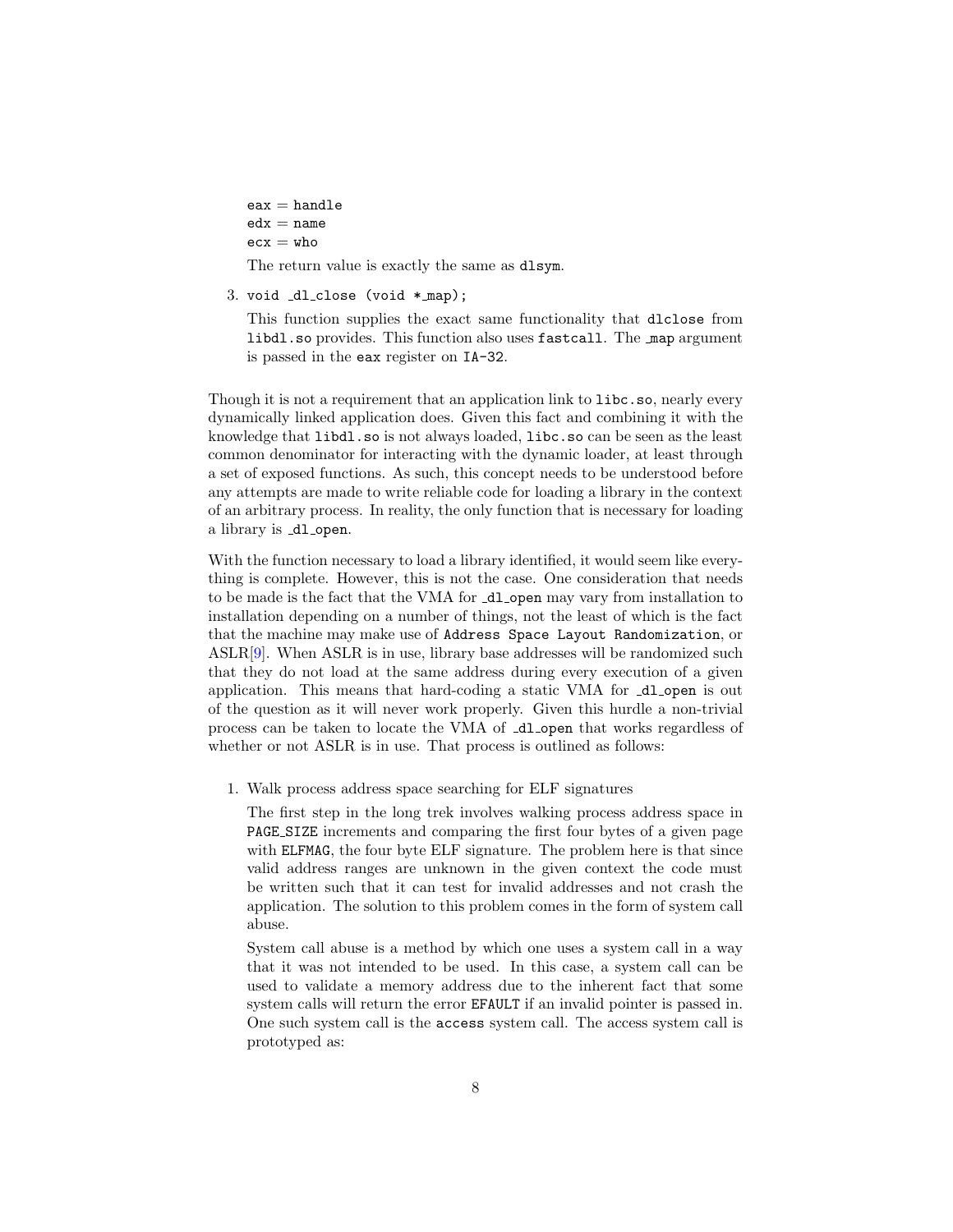eax = handle
edx = name
ecx = who

The return value is exactly the same as `dlsym`.

3. `void _dl_close (void *_map);`

   This function supplies the exact same functionality that `dlclose` from `libdl.so` provides. This function also uses `fastcall`. The `_map` argument is passed in the `eax` register on `IA-32`.

Though it is not a requirement that an application link to `libc.so`, nearly every dynamically linked application does. Given this fact and combining it with the knowledge that `libdl.so` is not always loaded, `libc.so` can be seen as the least common denominator for interacting with the dynamic loader, at least through a set of exposed functions. As such, this concept needs to be understood before any attempts are made to write reliable code for loading a library in the context of an arbitrary process. In reality, the only function that is necessary for loading a library is `_dl_open`.

With the function necessary to load a library identified, it would seem like everything is complete. However, this is not the case. One consideration that needs to be made is the fact that the VMA for `_dl_open` may vary from installation to installation depending on a number of things, not the least of which is the fact that the machine may make use of `Address Space Layout Randomization`, or ASLR[9]. When ASLR is in use, library base addresses will be randomized such that they do not load at the same address during every execution of a given application. This means that hard-coding a static VMA for `_dl_open` is out of the question as it will never work properly. Given this hurdle a non-trivial process can be taken to locate the VMA of `_dl_open` that works regardless of whether or not ASLR is in use. That process is outlined as follows:

1. Walk process address space searching for ELF signatures

   The first step in the long trek involves walking process address space in `PAGE_SIZE` increments and comparing the first four bytes of a given page with `ELFMAG`, the four byte ELF signature. The problem here is that since valid address ranges are unknown in the given context the code must be written such that it can test for invalid addresses and not crash the application. The solution to this problem comes in the form of system call abuse.

   System call abuse is a method by which one uses a system call in a way that it was not intended to be used. In this case, a system call can be used to validate a memory address due to the inherent fact that some system calls will return the error `EFAULT` if an invalid pointer is passed in. One such system call is the `access` system call. The access system call is prototyped as: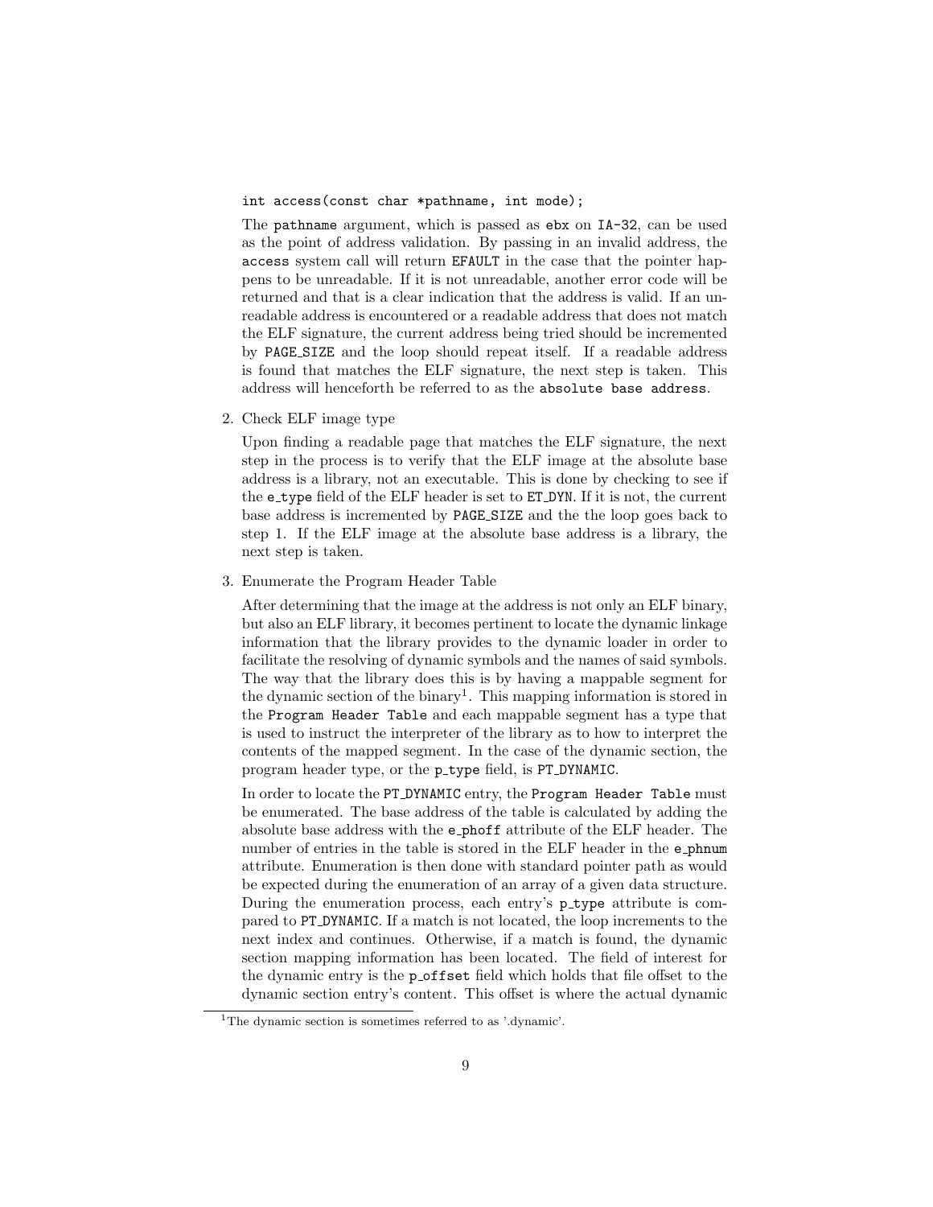```
int access(const char *pathname, int mode);
```

The `pathname` argument, which is passed as `ebx` on `IA-32`, can be used as the point of address validation. By passing in an invalid address, the `access` system call will return `EFAULT` in the case that the pointer happens to be unreadable. If it is not unreadable, another error code will be returned and that is a clear indication that the address is valid. If an unreadable address is encountered or a readable address that does not match the ELF signature, the current address being tried should be incremented by `PAGE_SIZE` and the loop should repeat itself. If a readable address is found that matches the ELF signature, the next step is taken. This address will henceforth be referred to as the `absolute base address`.

2. Check ELF image type

   Upon finding a readable page that matches the ELF signature, the next step in the process is to verify that the ELF image at the absolute base address is a library, not an executable. This is done by checking to see if the `e_type` field of the ELF header is set to `ET_DYN`. If it is not, the current base address is incremented by `PAGE_SIZE` and the the loop goes back to step 1. If the ELF image at the absolute base address is a library, the next step is taken.

3. Enumerate the Program Header Table

   After determining that the image at the address is not only an ELF binary, but also an ELF library, it becomes pertinent to locate the dynamic linkage information that the library provides to the dynamic loader in order to facilitate the resolving of dynamic symbols and the names of said symbols. The way that the library does this is by having a mappable segment for the dynamic section of the binary[1]. This mapping information is stored in the `Program Header Table` and each mappable segment has a type that is used to instruct the interpreter of the library as to how to interpret the contents of the mapped segment. In the case of the dynamic section, the program header type, or the `p_type` field, is `PT_DYNAMIC`.

   In order to locate the `PT_DYNAMIC` entry, the `Program Header Table` must be enumerated. The base address of the table is calculated by adding the absolute base address with the `e_phoff` attribute of the ELF header. The number of entries in the table is stored in the ELF header in the `e_phnum` attribute. Enumeration is then done with standard pointer path as would be expected during the enumeration of an array of a given data structure. During the enumeration process, each entry's `p_type` attribute is compared to `PT_DYNAMIC`. If a match is not located, the loop increments to the next index and continues. Otherwise, if a match is found, the dynamic section mapping information has been located. The field of interest for the dynamic entry is the `p_offset` field which holds that file offset to the dynamic section entry's content. This offset is where the actual dynamic

[1] The dynamic section is sometimes referred to as '.dynamic'.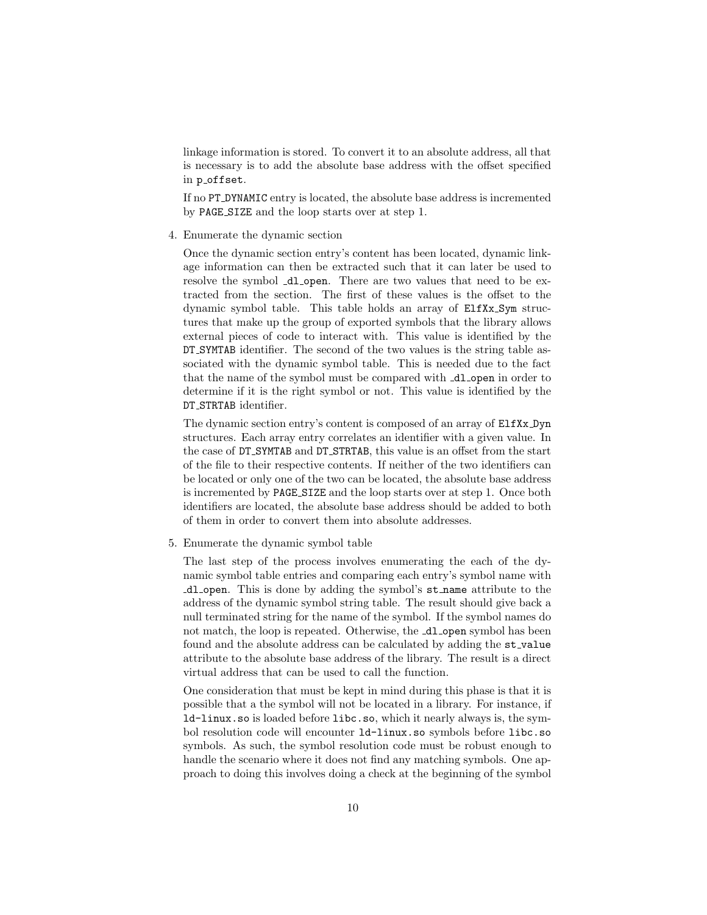linkage information is stored. To convert it to an absolute address, all that is necessary is to add the absolute base address with the offset specified in `p_offset`.

If no `PT_DYNAMIC` entry is located, the absolute base address is incremented by `PAGE_SIZE` and the loop starts over at step 1.

4. Enumerate the dynamic section

   Once the dynamic section entry's content has been located, dynamic linkage information can then be extracted such that it can later be used to resolve the symbol `_dl_open`. There are two values that need to be extracted from the section. The first of these values is the offset to the dynamic symbol table. This table holds an array of `ElfXx_Sym` structures that make up the group of exported symbols that the library allows external pieces of code to interact with. This value is identified by the `DT_SYMTAB` identifier. The second of the two values is the string table associated with the dynamic symbol table. This is needed due to the fact that the name of the symbol must be compared with `_dl_open` in order to determine if it is the right symbol or not. This value is identified by the `DT_STRTAB` identifier.

   The dynamic section entry's content is composed of an array of `ElfXx_Dyn` structures. Each array entry correlates an identifier with a given value. In the case of `DT_SYMTAB` and `DT_STRTAB`, this value is an offset from the start of the file to their respective contents. If neither of the two identifiers can be located or only one of the two can be located, the absolute base address is incremented by `PAGE_SIZE` and the loop starts over at step 1. Once both identifiers are located, the absolute base address should be added to both of them in order to convert them into absolute addresses.

5. Enumerate the dynamic symbol table

   The last step of the process involves enumerating the each of the dynamic symbol table entries and comparing each entry's symbol name with `_dl_open`. This is done by adding the symbol's `st_name` attribute to the address of the dynamic symbol string table. The result should give back a null terminated string for the name of the symbol. If the symbol names do not match, the loop is repeated. Otherwise, the `_dl_open` symbol has been found and the absolute address can be calculated by adding the `st_value` attribute to the absolute base address of the library. The result is a direct virtual address that can be used to call the function.

   One consideration that must be kept in mind during this phase is that it is possible that a the symbol will not be located in a library. For instance, if `ld-linux.so` is loaded before `libc.so`, which it nearly always is, the symbol resolution code will encounter `ld-linux.so` symbols before `libc.so` symbols. As such, the symbol resolution code must be robust enough to handle the scenario where it does not find any matching symbols. One approach to doing this involves doing a check at the beginning of the symbol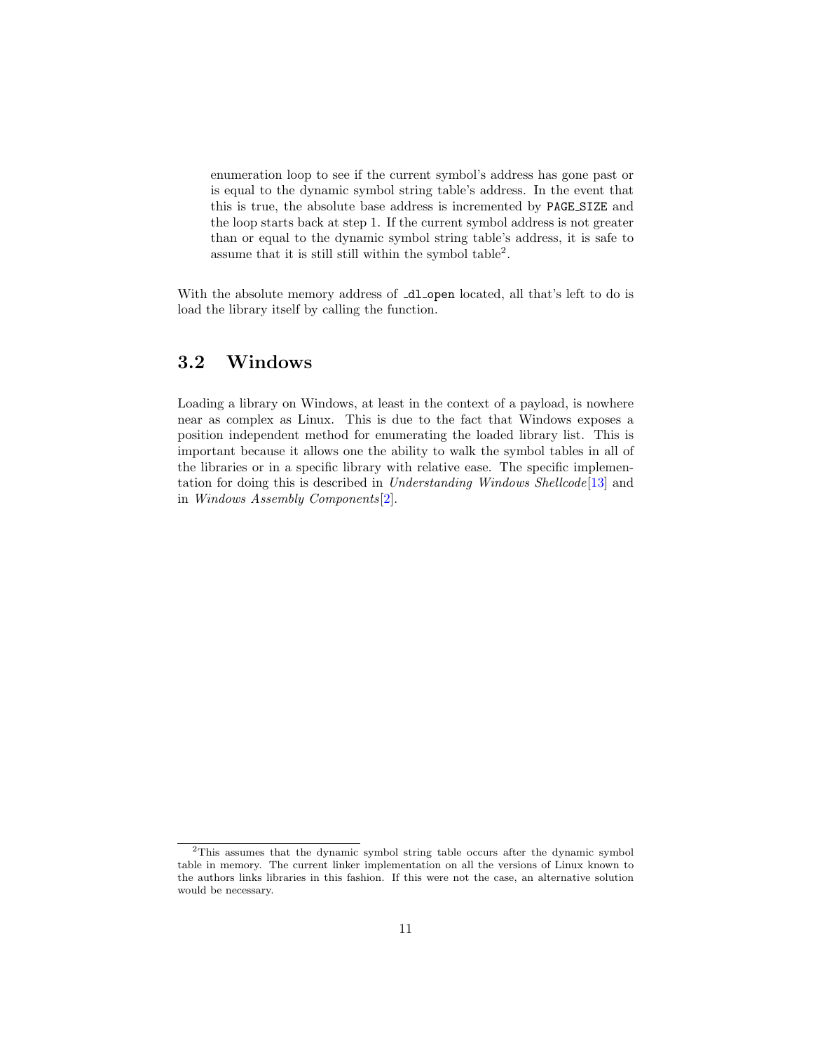enumeration loop to see if the current symbol's address has gone past or is equal to the dynamic symbol string table's address. In the event that this is true, the absolute base address is incremented by `PAGE_SIZE` and the loop starts back at step 1. If the current symbol address is not greater than or equal to the dynamic symbol string table's address, it is safe to assume that it is still still within the symbol table[2].

With the absolute memory address of `_dl_open` located, all that's left to do is load the library itself by calling the function.

## 3.2 Windows

Loading a library on Windows, at least in the context of a payload, is nowhere near as complex as Linux. This is due to the fact that Windows exposes a position independent method for enumerating the loaded library list. This is important because it allows one the ability to walk the symbol tables in all of the libraries or in a specific library with relative ease. The specific implementation for doing this is described in *Understanding Windows Shellcode*[13] and in *Windows Assembly Components*[2].

---

[2] This assumes that the dynamic symbol string table occurs after the dynamic symbol table in memory. The current linker implementation on all the versions of Linux known to the authors links libraries in this fashion. If this were not the case, an alternative solution would be necessary.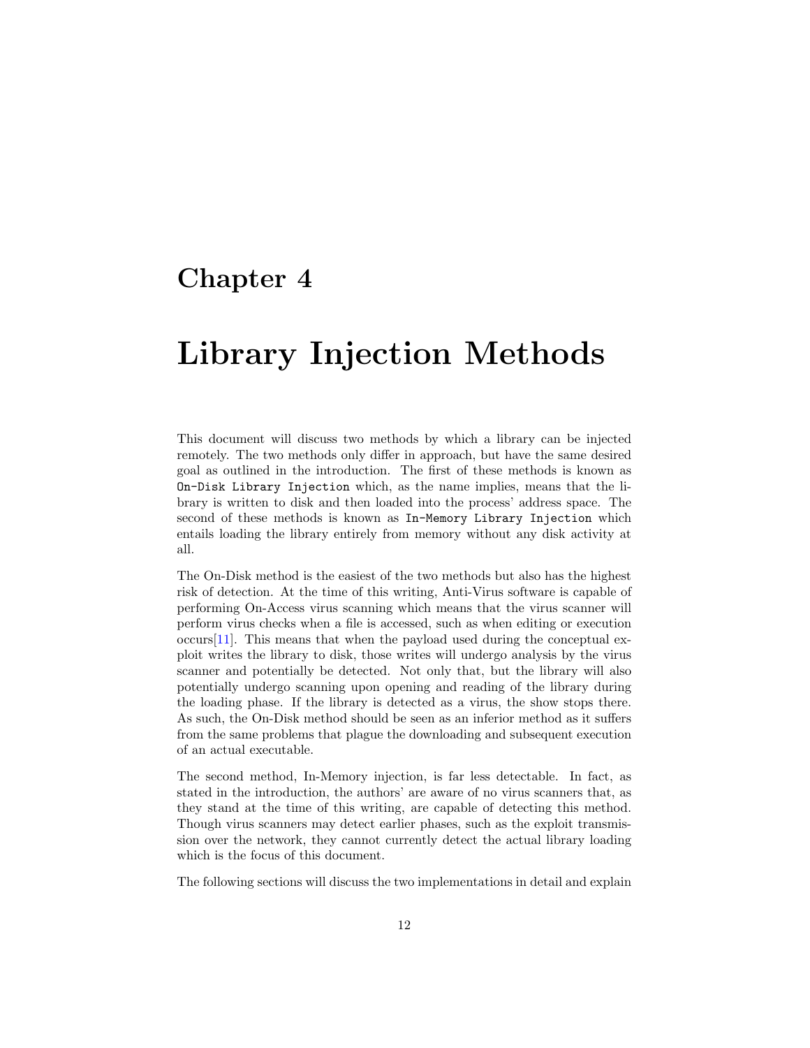# Chapter 4

# Library Injection Methods

This document will discuss two methods by which a library can be injected remotely. The two methods only differ in approach, but have the same desired goal as outlined in the introduction. The first of these methods is known as `On-Disk Library Injection` which, as the name implies, means that the library is written to disk and then loaded into the process' address space. The second of these methods is known as `In-Memory Library Injection` which entails loading the library entirely from memory without any disk activity at all.

The On-Disk method is the easiest of the two methods but also has the highest risk of detection. At the time of this writing, Anti-Virus software is capable of performing On-Access virus scanning which means that the virus scanner will perform virus checks when a file is accessed, such as when editing or execution occurs[11]. This means that when the payload used during the conceptual exploit writes the library to disk, those writes will undergo analysis by the virus scanner and potentially be detected. Not only that, but the library will also potentially undergo scanning upon opening and reading of the library during the loading phase. If the library is detected as a virus, the show stops there. As such, the On-Disk method should be seen as an inferior method as it suffers from the same problems that plague the downloading and subsequent execution of an actual executable.

The second method, In-Memory injection, is far less detectable. In fact, as stated in the introduction, the authors' are aware of no virus scanners that, as they stand at the time of this writing, are capable of detecting this method. Though virus scanners may detect earlier phases, such as the exploit transmission over the network, they cannot currently detect the actual library loading which is the focus of this document.

The following sections will discuss the two implementations in detail and explain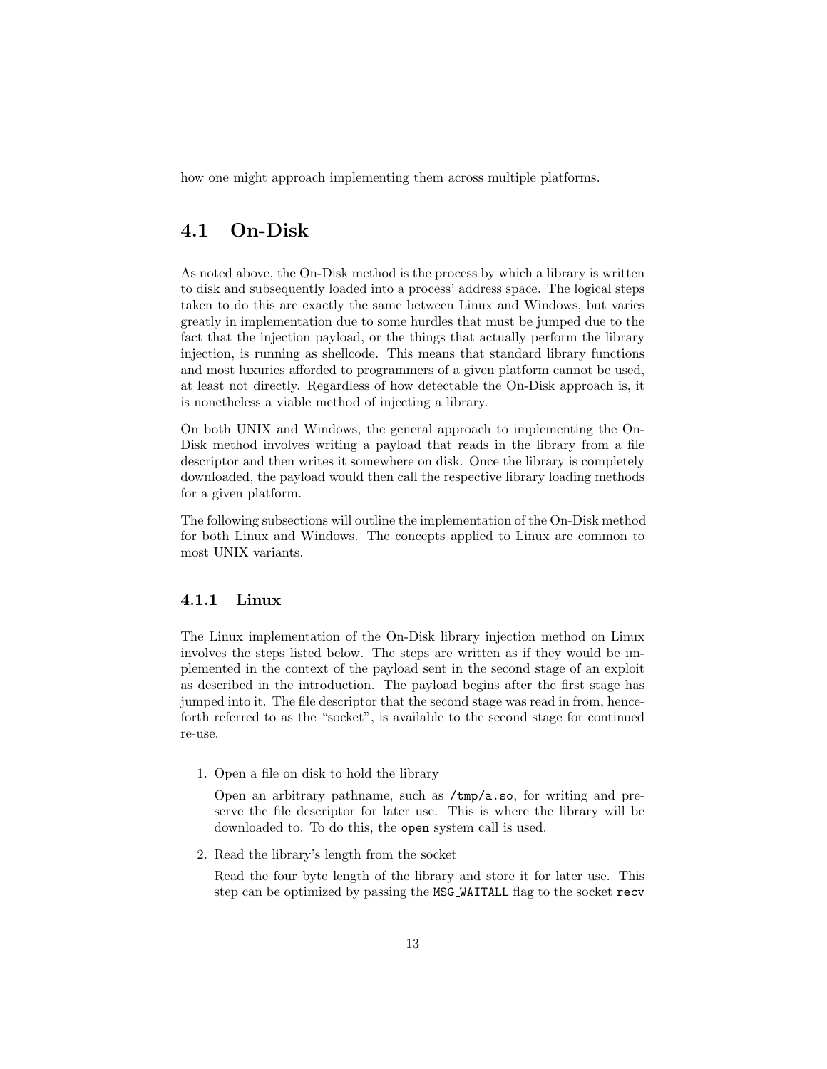how one might approach implementing them across multiple platforms.

## 4.1 On-Disk

As noted above, the On-Disk method is the process by which a library is written to disk and subsequently loaded into a process' address space. The logical steps taken to do this are exactly the same between Linux and Windows, but varies greatly in implementation due to some hurdles that must be jumped due to the fact that the injection payload, or the things that actually perform the library injection, is running as shellcode. This means that standard library functions and most luxuries afforded to programmers of a given platform cannot be used, at least not directly. Regardless of how detectable the On-Disk approach is, it is nonetheless a viable method of injecting a library.

On both UNIX and Windows, the general approach to implementing the On-Disk method involves writing a payload that reads in the library from a file descriptor and then writes it somewhere on disk. Once the library is completely downloaded, the payload would then call the respective library loading methods for a given platform.

The following subsections will outline the implementation of the On-Disk method for both Linux and Windows. The concepts applied to Linux are common to most UNIX variants.

### 4.1.1 Linux

The Linux implementation of the On-Disk library injection method on Linux involves the steps listed below. The steps are written as if they would be implemented in the context of the payload sent in the second stage of an exploit as described in the introduction. The payload begins after the first stage has jumped into it. The file descriptor that the second stage was read in from, henceforth referred to as the "socket", is available to the second stage for continued re-use.

1. Open a file on disk to hold the library

   Open an arbitrary pathname, such as `/tmp/a.so`, for writing and preserve the file descriptor for later use. This is where the library will be downloaded to. To do this, the `open` system call is used.

2. Read the library's length from the socket

   Read the four byte length of the library and store it for later use. This step can be optimized by passing the `MSG_WAITALL` flag to the socket `recv`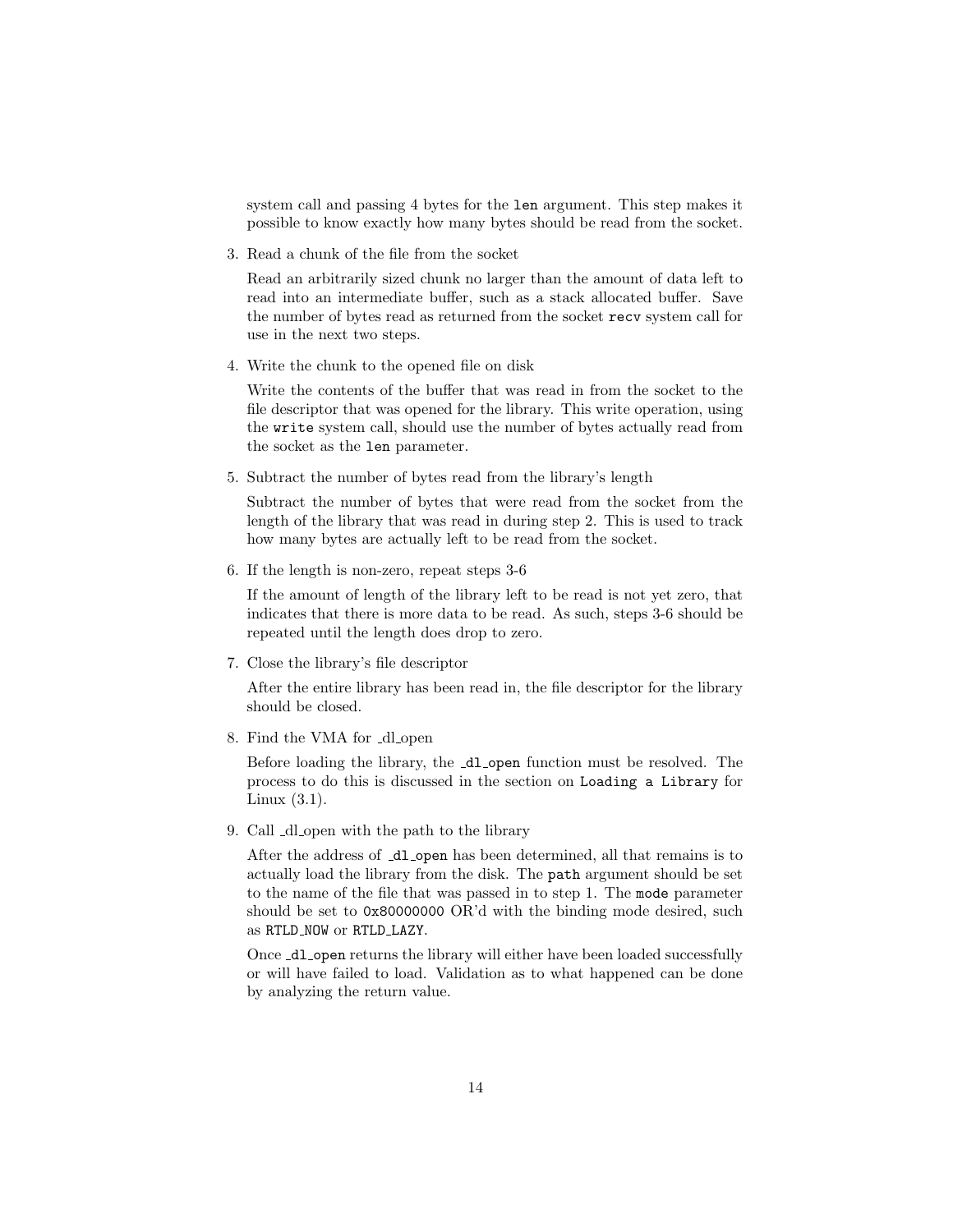system call and passing 4 bytes for the `len` argument. This step makes it possible to know exactly how many bytes should be read from the socket.

3. Read a chunk of the file from the socket

   Read an arbitrarily sized chunk no larger than the amount of data left to read into an intermediate buffer, such as a stack allocated buffer. Save the number of bytes read as returned from the socket `recv` system call for use in the next two steps.

4. Write the chunk to the opened file on disk

   Write the contents of the buffer that was read in from the socket to the file descriptor that was opened for the library. This write operation, using the `write` system call, should use the number of bytes actually read from the socket as the `len` parameter.

5. Subtract the number of bytes read from the library's length

   Subtract the number of bytes that were read from the socket from the length of the library that was read in during step 2. This is used to track how many bytes are actually left to be read from the socket.

6. If the length is non-zero, repeat steps 3-6

   If the amount of length of the library left to be read is not yet zero, that indicates that there is more data to be read. As such, steps 3-6 should be repeated until the length does drop to zero.

7. Close the library's file descriptor

   After the entire library has been read in, the file descriptor for the library should be closed.

8. Find the VMA for _dl_open

   Before loading the library, the `_dl_open` function must be resolved. The process to do this is discussed in the section on `Loading a Library` for Linux (3.1).

9. Call _dl_open with the path to the library

   After the address of `_dl_open` has been determined, all that remains is to actually load the library from the disk. The `path` argument should be set to the name of the file that was passed in to step 1. The `mode` parameter should be set to `0x80000000` OR'd with the binding mode desired, such as `RTLD_NOW` or `RTLD_LAZY`.

   Once `_dl_open` returns the library will either have been loaded successfully or will have failed to load. Validation as to what happened can be done by analyzing the return value.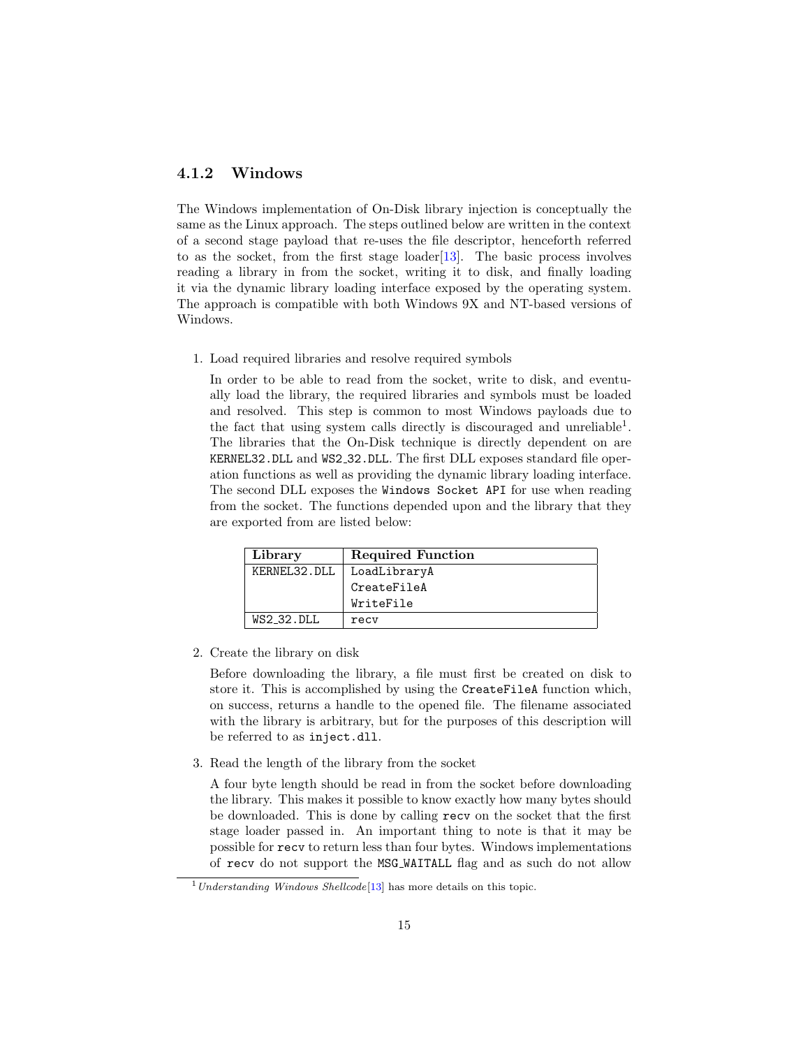### 4.1.2 Windows

The Windows implementation of On-Disk library injection is conceptually the same as the Linux approach. The steps outlined below are written in the context of a second stage payload that re-uses the file descriptor, henceforth referred to as the socket, from the first stage loader[13]. The basic process involves reading a library in from the socket, writing it to disk, and finally loading it via the dynamic library loading interface exposed by the operating system. The approach is compatible with both Windows 9X and NT-based versions of Windows.

1. Load required libraries and resolve required symbols

   In order to be able to read from the socket, write to disk, and eventually load the library, the required libraries and symbols must be loaded and resolved. This step is common to most Windows payloads due to the fact that using system calls directly is discouraged and unreliable[1]. The libraries that the On-Disk technique is directly dependent on are `KERNEL32.DLL` and `WS2_32.DLL`. The first DLL exposes standard file operation functions as well as providing the dynamic library loading interface. The second DLL exposes the `Windows Socket API` for use when reading from the socket. The functions depended upon and the library that they are exported from are listed below:

   | Library | Required Function |
   |---|---|
   | `KERNEL32.DLL` | `LoadLibraryA` |
   | | `CreateFileA` |
   | | `WriteFile` |
   | `WS2_32.DLL` | `recv` |

2. Create the library on disk

   Before downloading the library, a file must first be created on disk to store it. This is accomplished by using the `CreateFileA` function which, on success, returns a handle to the opened file. The filename associated with the library is arbitrary, but for the purposes of this description will be referred to as `inject.dll`.

3. Read the length of the library from the socket

   A four byte length should be read in from the socket before downloading the library. This makes it possible to know exactly how many bytes should be downloaded. This is done by calling `recv` on the socket that the first stage loader passed in. An important thing to note is that it may be possible for `recv` to return less than four bytes. Windows implementations of `recv` do not support the `MSG_WAITALL` flag and as such do not allow

[1] *Understanding Windows Shellcode*[13] has more details on this topic.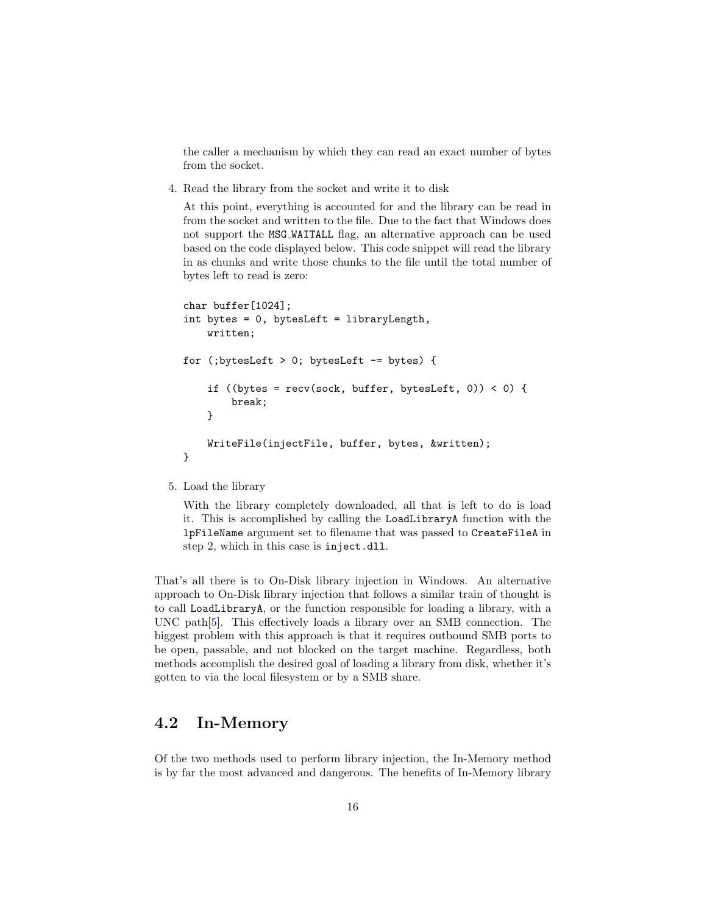the caller a mechanism by which they can read an exact number of bytes from the socket.

4. Read the library from the socket and write it to disk

   At this point, everything is accounted for and the library can be read in from the socket and written to the file. Due to the fact that Windows does not support the `MSG_WAITALL` flag, an alternative approach can be used based on the code displayed below. This code snippet will read the library in as chunks and write those chunks to the file until the total number of bytes left to read is zero:

```
char buffer[1024];
int bytes = 0, bytesLeft = libraryLength,
    written;

for (;bytesLeft > 0; bytesLeft -= bytes) {

    if ((bytes = recv(sock, buffer, bytesLeft, 0)) < 0) {
        break;
    }

    WriteFile(injectFile, buffer, bytes, &written);
}
```

5. Load the library

   With the library completely downloaded, all that is left to do is load it. This is accomplished by calling the `LoadLibraryA` function with the `lpFileName` argument set to filename that was passed to `CreateFileA` in step 2, which in this case is `inject.dll`.

That's all there is to On-Disk library injection in Windows. An alternative approach to On-Disk library injection that follows a similar train of thought is to call `LoadLibraryA`, or the function responsible for loading a library, with a UNC path[5]. This effectively loads a library over an SMB connection. The biggest problem with this approach is that it requires outbound SMB ports to be open, passable, and not blocked on the target machine. Regardless, both methods accomplish the desired goal of loading a library from disk, whether it's gotten to via the local filesystem or by a SMB share.

## 4.2 In-Memory

Of the two methods used to perform library injection, the In-Memory method is by far the most advanced and dangerous. The benefits of In-Memory library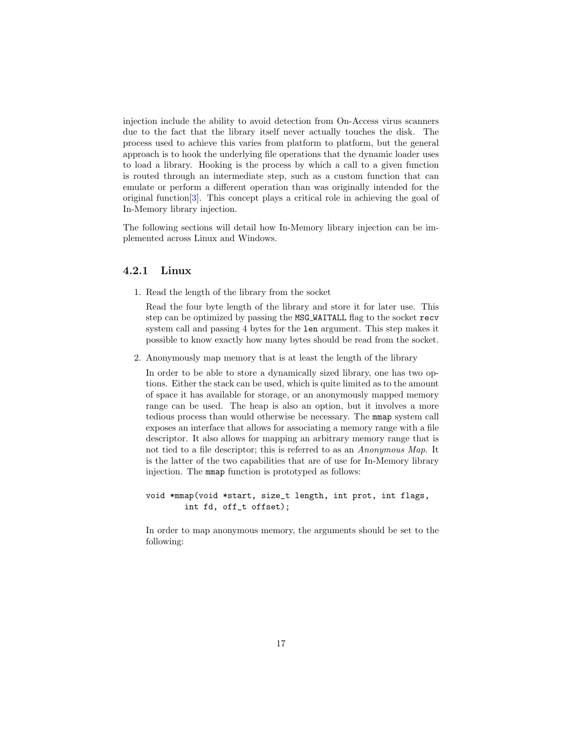injection include the ability to avoid detection from On-Access virus scanners due to the fact that the library itself never actually touches the disk. The process used to achieve this varies from platform to platform, but the general approach is to hook the underlying file operations that the dynamic loader uses to load a library. Hooking is the process by which a call to a given function is routed through an intermediate step, such as a custom function that can emulate or perform a different operation than was originally intended for the original function[3]. This concept plays a critical role in achieving the goal of In-Memory library injection.

The following sections will detail how In-Memory library injection can be implemented across Linux and Windows.

### 4.2.1 Linux

1. Read the length of the library from the socket

   Read the four byte length of the library and store it for later use. This step can be optimized by passing the `MSG_WAITALL` flag to the socket `recv` system call and passing 4 bytes for the `len` argument. This step makes it possible to know exactly how many bytes should be read from the socket.

2. Anonymously map memory that is at least the length of the library

   In order to be able to store a dynamically sized library, one has two options. Either the stack can be used, which is quite limited as to the amount of space it has available for storage, or an anonymously mapped memory range can be used. The heap is also an option, but it involves a more tedious process than would otherwise be necessary. The `mmap` system call exposes an interface that allows for associating a memory range with a file descriptor. It also allows for mapping an arbitrary memory range that is not tied to a file descriptor; this is referred to as an *Anonymous Map*. It is the latter of the two capabilities that are of use for In-Memory library injection. The `mmap` function is prototyped as follows:

   ```
   void *mmap(void *start, size_t length, int prot, int flags,
           int fd, off_t offset);
   ```

   In order to map anonymous memory, the arguments should be set to the following: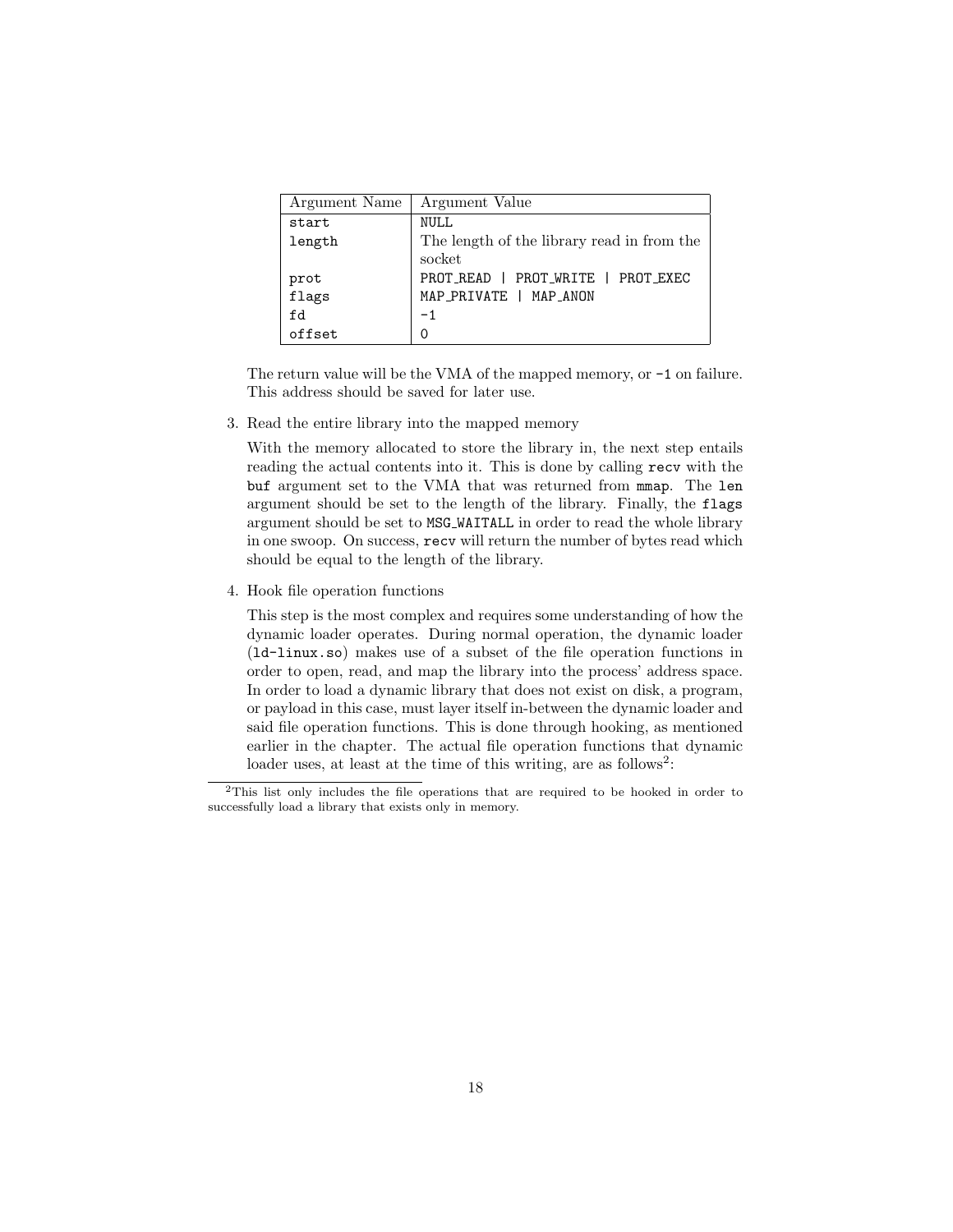| Argument Name | Argument Value |
|---|---|
| `start` | `NULL` |
| `length` | The length of the library read in from the socket |
| `prot` | `PROT_READ \| PROT_WRITE \| PROT_EXEC` |
| `flags` | `MAP_PRIVATE \| MAP_ANON` |
| `fd` | `-1` |
| `offset` | `0` |

The return value will be the VMA of the mapped memory, or `-1` on failure. This address should be saved for later use.

3. Read the entire library into the mapped memory

   With the memory allocated to store the library in, the next step entails reading the actual contents into it. This is done by calling `recv` with the `buf` argument set to the VMA that was returned from `mmap`. The `len` argument should be set to the length of the library. Finally, the `flags` argument should be set to `MSG_WAITALL` in order to read the whole library in one swoop. On success, `recv` will return the number of bytes read which should be equal to the length of the library.

4. Hook file operation functions

   This step is the most complex and requires some understanding of how the dynamic loader operates. During normal operation, the dynamic loader (`ld-linux.so`) makes use of a subset of the file operation functions in order to open, read, and map the library into the process' address space. In order to load a dynamic library that does not exist on disk, a program, or payload in this case, must layer itself in-between the dynamic loader and said file operation functions. This is done through hooking, as mentioned earlier in the chapter. The actual file operation functions that dynamic loader uses, at least at the time of this writing, are as follows[2]:

[2] This list only includes the file operations that are required to be hooked in order to successfully load a library that exists only in memory.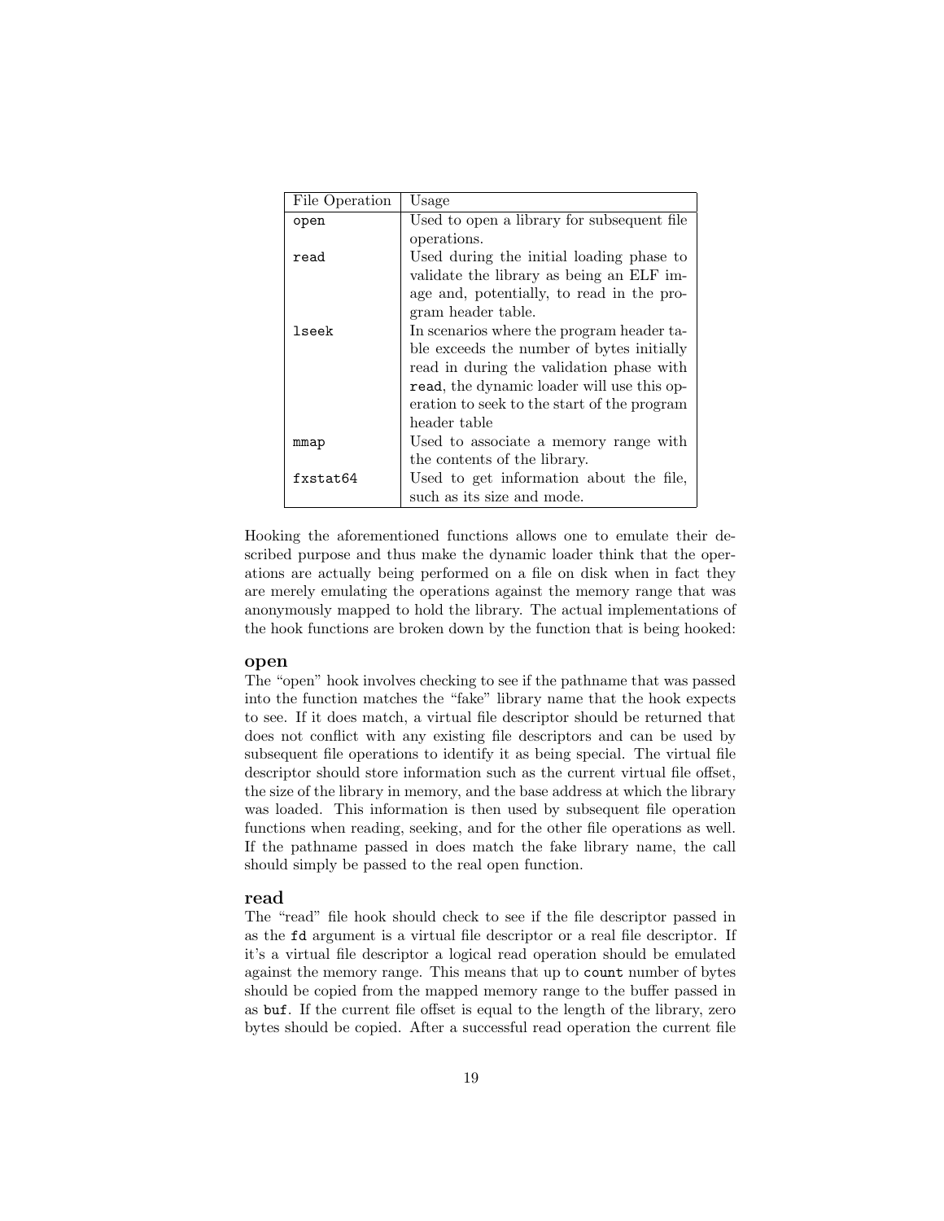| File Operation | Usage |
|---|---|
| `open` | Used to open a library for subsequent file operations. |
| `read` | Used during the initial loading phase to validate the library as being an ELF image and, potentially, to read in the program header table. |
| `lseek` | In scenarios where the program header table exceeds the number of bytes initially read in during the validation phase with `read`, the dynamic loader will use this operation to seek to the start of the program header table |
| `mmap` | Used to associate a memory range with the contents of the library. |
| `fxstat64` | Used to get information about the file, such as its size and mode. |

Hooking the aforementioned functions allows one to emulate their described purpose and thus make the dynamic loader think that the operations are actually being performed on a file on disk when in fact they are merely emulating the operations against the memory range that was anonymously mapped to hold the library. The actual implementations of the hook functions are broken down by the function that is being hooked:

### open

The "open" hook involves checking to see if the pathname that was passed into the function matches the "fake" library name that the hook expects to see. If it does match, a virtual file descriptor should be returned that does not conflict with any existing file descriptors and can be used by subsequent file operations to identify it as being special. The virtual file descriptor should store information such as the current virtual file offset, the size of the library in memory, and the base address at which the library was loaded. This information is then used by subsequent file operation functions when reading, seeking, and for the other file operations as well. If the pathname passed in does match the fake library name, the call should simply be passed to the real open function.

### read

The "read" file hook should check to see if the file descriptor passed in as the `fd` argument is a virtual file descriptor or a real file descriptor. If it's a virtual file descriptor a logical read operation should be emulated against the memory range. This means that up to `count` number of bytes should be copied from the mapped memory range to the buffer passed in as `buf`. If the current file offset is equal to the length of the library, zero bytes should be copied. After a successful read operation the current file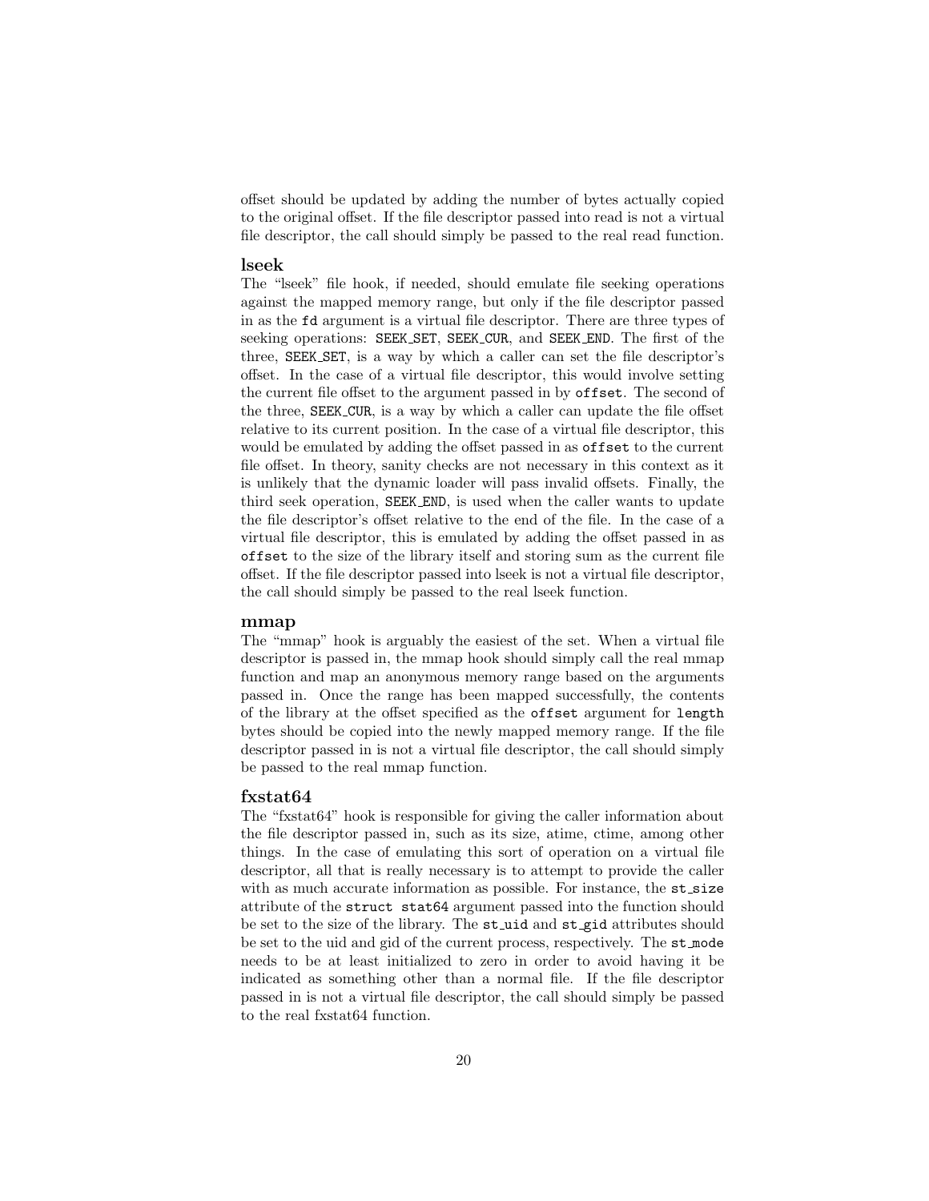offset should be updated by adding the number of bytes actually copied to the original offset. If the file descriptor passed into read is not a virtual file descriptor, the call should simply be passed to the real read function.

### lseek

The "lseek" file hook, if needed, should emulate file seeking operations against the mapped memory range, but only if the file descriptor passed in as the `fd` argument is a virtual file descriptor. There are three types of seeking operations: `SEEK_SET`, `SEEK_CUR`, and `SEEK_END`. The first of the three, `SEEK_SET`, is a way by which a caller can set the file descriptor's offset. In the case of a virtual file descriptor, this would involve setting the current file offset to the argument passed in by `offset`. The second of the three, `SEEK_CUR`, is a way by which a caller can update the file offset relative to its current position. In the case of a virtual file descriptor, this would be emulated by adding the offset passed in as `offset` to the current file offset. In theory, sanity checks are not necessary in this context as it is unlikely that the dynamic loader will pass invalid offsets. Finally, the third seek operation, `SEEK_END`, is used when the caller wants to update the file descriptor's offset relative to the end of the file. In the case of a virtual file descriptor, this is emulated by adding the offset passed in as `offset` to the size of the library itself and storing sum as the current file offset. If the file descriptor passed into lseek is not a virtual file descriptor, the call should simply be passed to the real lseek function.

### mmap

The "mmap" hook is arguably the easiest of the set. When a virtual file descriptor is passed in, the mmap hook should simply call the real mmap function and map an anonymous memory range based on the arguments passed in. Once the range has been mapped successfully, the contents of the library at the offset specified as the `offset` argument for `length` bytes should be copied into the newly mapped memory range. If the file descriptor passed in is not a virtual file descriptor, the call should simply be passed to the real mmap function.

### fxstat64

The "fxstat64" hook is responsible for giving the caller information about the file descriptor passed in, such as its size, atime, ctime, among other things. In the case of emulating this sort of operation on a virtual file descriptor, all that is really necessary is to attempt to provide the caller with as much accurate information as possible. For instance, the `st_size` attribute of the `struct stat64` argument passed into the function should be set to the size of the library. The `st_uid` and `st_gid` attributes should be set to the uid and gid of the current process, respectively. The `st_mode` needs to be at least initialized to zero in order to avoid having it be indicated as something other than a normal file. If the file descriptor passed in is not a virtual file descriptor, the call should simply be passed to the real fxstat64 function.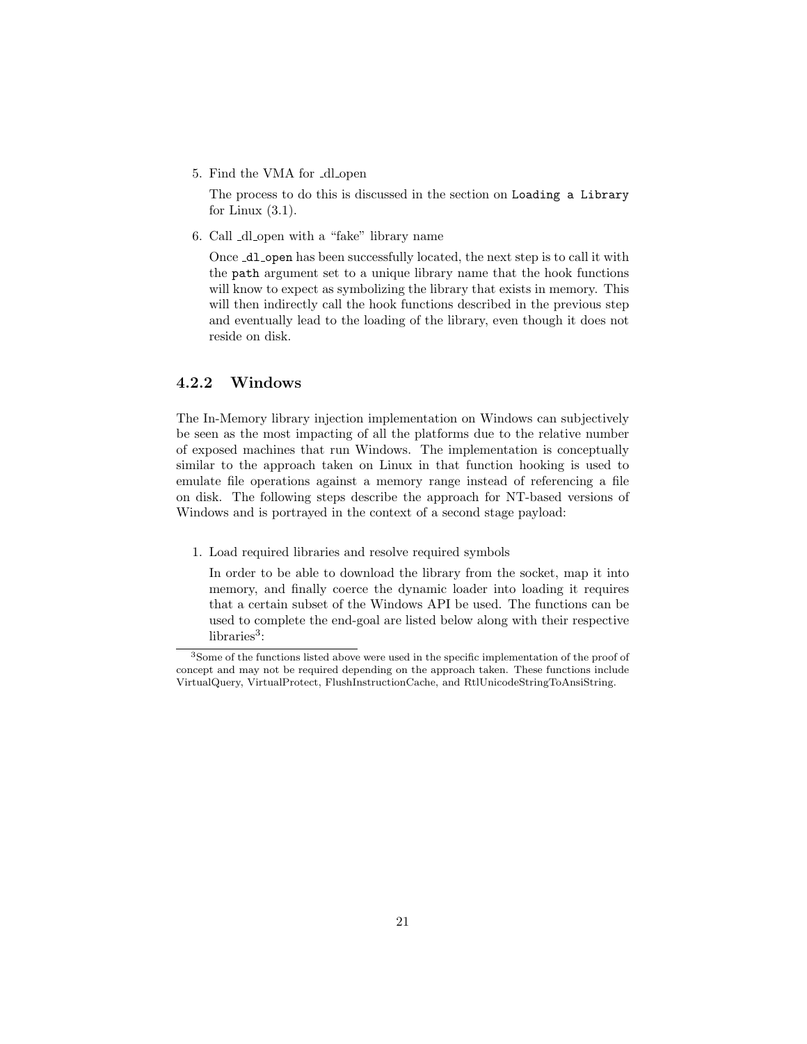5. Find the VMA for _dl_open

   The process to do this is discussed in the section on `Loading a Library` for Linux (3.1).

6. Call _dl_open with a "fake" library name

   Once `_dl_open` has been successfully located, the next step is to call it with the `path` argument set to a unique library name that the hook functions will know to expect as symbolizing the library that exists in memory. This will then indirectly call the hook functions described in the previous step and eventually lead to the loading of the library, even though it does not reside on disk.

### 4.2.2 Windows

The In-Memory library injection implementation on Windows can subjectively be seen as the most impacting of all the platforms due to the relative number of exposed machines that run Windows. The implementation is conceptually similar to the approach taken on Linux in that function hooking is used to emulate file operations against a memory range instead of referencing a file on disk. The following steps describe the approach for NT-based versions of Windows and is portrayed in the context of a second stage payload:

1. Load required libraries and resolve required symbols

   In order to be able to download the library from the socket, map it into memory, and finally coerce the dynamic loader into loading it requires that a certain subset of the Windows API be used. The functions can be used to complete the end-goal are listed below along with their respective libraries[3]:

[3] Some of the functions listed above were used in the specific implementation of the proof of concept and may not be required depending on the approach taken. These functions include VirtualQuery, VirtualProtect, FlushInstructionCache, and RtlUnicodeStringToAnsiString.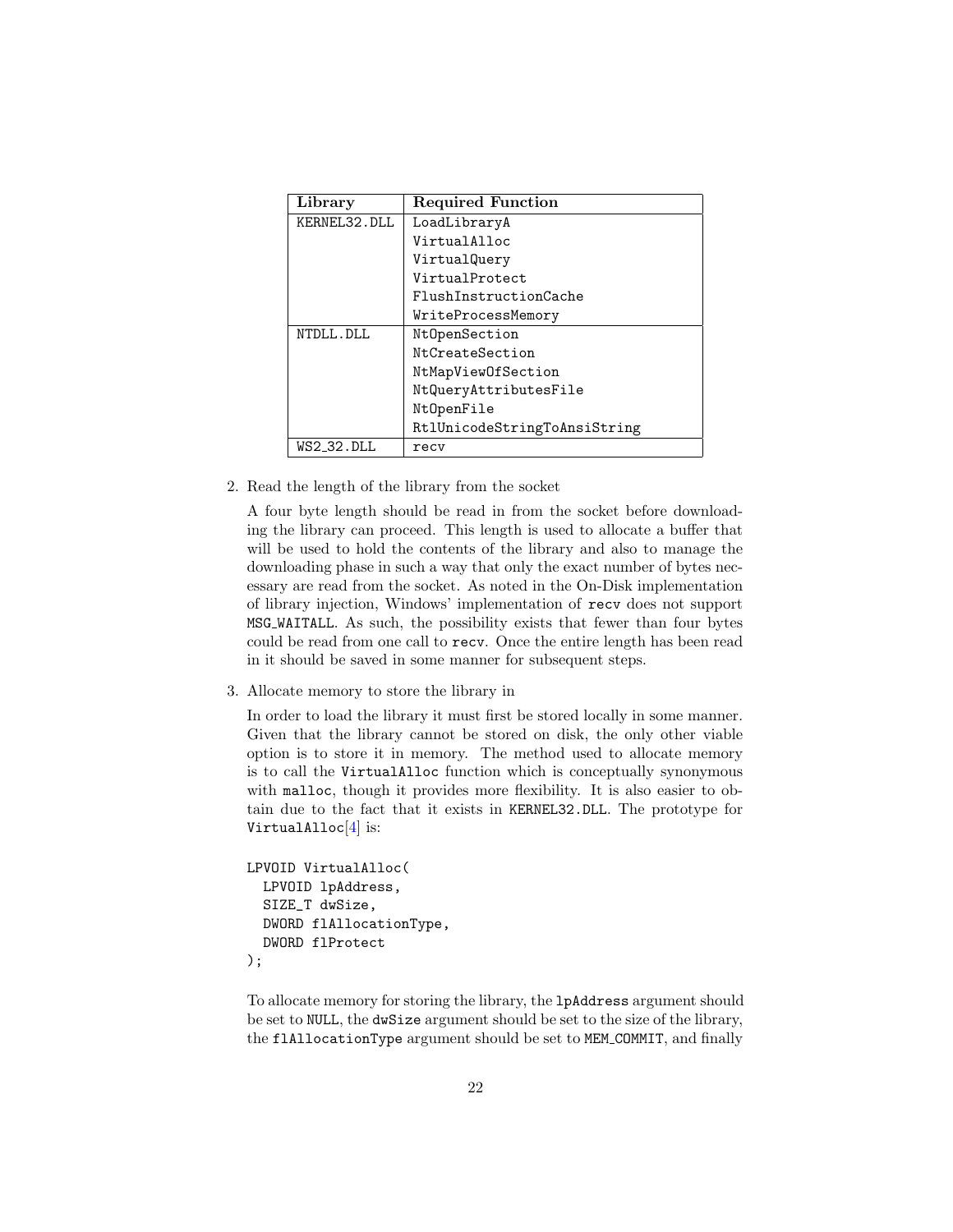| Library | Required Function |
|---|---|
| KERNEL32.DLL | LoadLibraryA |
| | VirtualAlloc |
| | VirtualQuery |
| | VirtualProtect |
| | FlushInstructionCache |
| | WriteProcessMemory |
| NTDLL.DLL | NtOpenSection |
| | NtCreateSection |
| | NtMapViewOfSection |
| | NtQueryAttributesFile |
| | NtOpenFile |
| | RtlUnicodeStringToAnsiString |
| WS2_32.DLL | recv |

2. Read the length of the library from the socket

   A four byte length should be read in from the socket before downloading the library can proceed. This length is used to allocate a buffer that will be used to hold the contents of the library and also to manage the downloading phase in such a way that only the exact number of bytes necessary are read from the socket. As noted in the On-Disk implementation of library injection, Windows' implementation of `recv` does not support `MSG_WAITALL`. As such, the possibility exists that fewer than four bytes could be read from one call to `recv`. Once the entire length has been read in it should be saved in some manner for subsequent steps.

3. Allocate memory to store the library in

   In order to load the library it must first be stored locally in some manner. Given that the library cannot be stored on disk, the only other viable option is to store it in memory. The method used to allocate memory is to call the `VirtualAlloc` function which is conceptually synonymous with `malloc`, though it provides more flexibility. It is also easier to obtain due to the fact that it exists in `KERNEL32.DLL`. The prototype for `VirtualAlloc`[4] is:

   ```
   LPVOID VirtualAlloc(
     LPVOID lpAddress,
     SIZE_T dwSize,
     DWORD flAllocationType,
     DWORD flProtect
   );
   ```

   To allocate memory for storing the library, the `lpAddress` argument should be set to `NULL`, the `dwSize` argument should be set to the size of the library, the `flAllocationType` argument should be set to `MEM_COMMIT`, and finally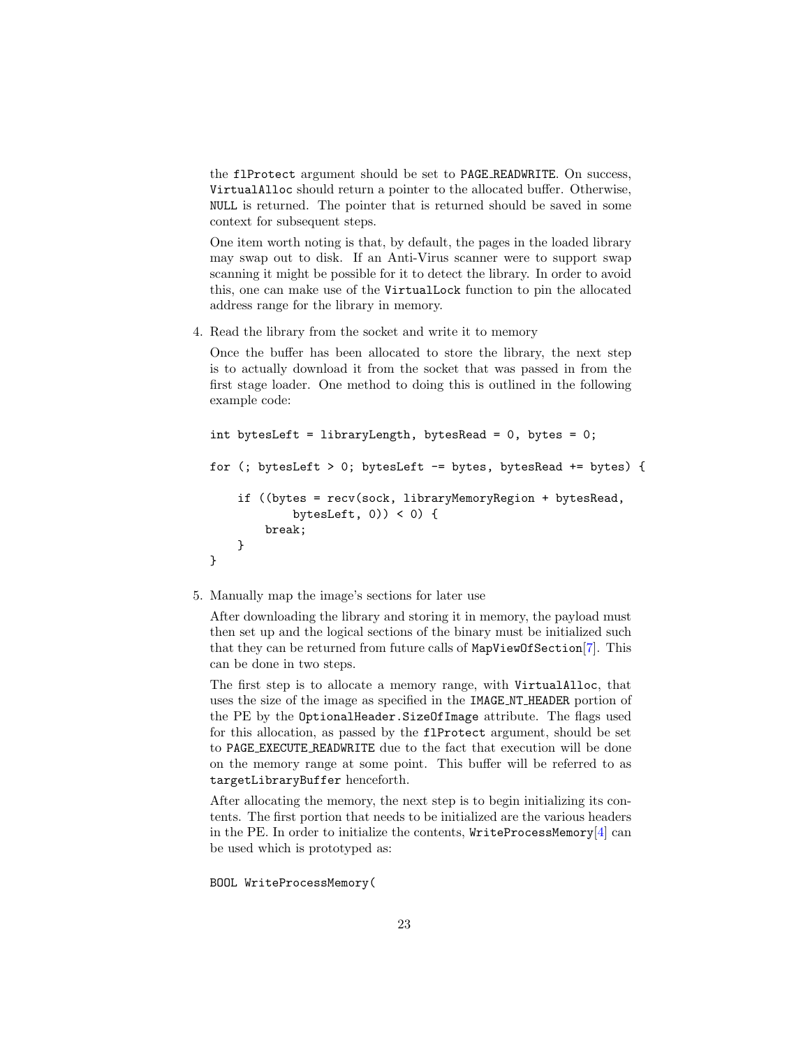the flProtect argument should be set to PAGE_READWRITE. On success, VirtualAlloc should return a pointer to the allocated buffer. Otherwise, NULL is returned. The pointer that is returned should be saved in some context for subsequent steps.

One item worth noting is that, by default, the pages in the loaded library may swap out to disk. If an Anti-Virus scanner were to support swap scanning it might be possible for it to detect the library. In order to avoid this, one can make use of the VirtualLock function to pin the allocated address range for the library in memory.

4. Read the library from the socket and write it to memory

   Once the buffer has been allocated to store the library, the next step is to actually download it from the socket that was passed in from the first stage loader. One method to doing this is outlined in the following example code:

```
int bytesLeft = libraryLength, bytesRead = 0, bytes = 0;

for (; bytesLeft > 0; bytesLeft -= bytes, bytesRead += bytes) {

    if ((bytes = recv(sock, libraryMemoryRegion + bytesRead,
            bytesLeft, 0)) < 0) {
        break;
    }
}
```

5. Manually map the image's sections for later use

   After downloading the library and storing it in memory, the payload must then set up and the logical sections of the binary must be initialized such that they can be returned from future calls of MapViewOfSection[7]. This can be done in two steps.

   The first step is to allocate a memory range, with VirtualAlloc, that uses the size of the image as specified in the IMAGE_NT_HEADER portion of the PE by the OptionalHeader.SizeOfImage attribute. The flags used for this allocation, as passed by the flProtect argument, should be set to PAGE_EXECUTE_READWRITE due to the fact that execution will be done on the memory range at some point. This buffer will be referred to as targetLibraryBuffer henceforth.

   After allocating the memory, the next step is to begin initializing its contents. The first portion that needs to be initialized are the various headers in the PE. In order to initialize the contents, WriteProcessMemory[4] can be used which is prototyped as:

```
BOOL WriteProcessMemory(
```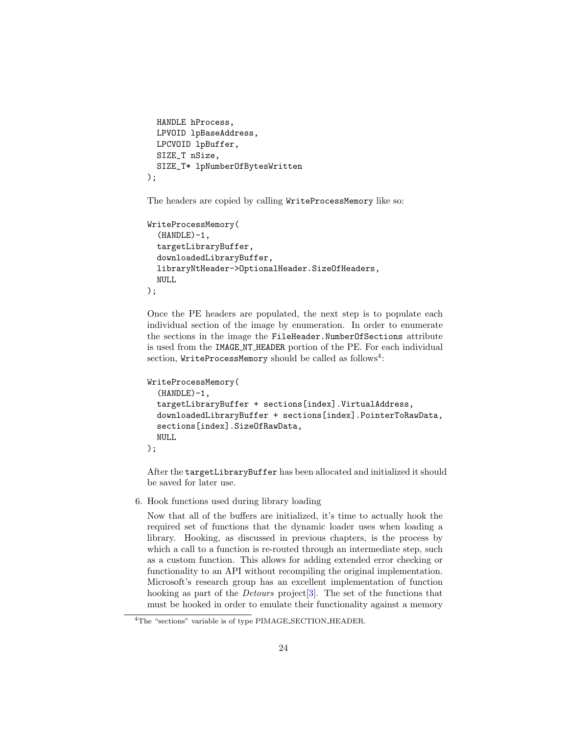```
  HANDLE hProcess,
  LPVOID lpBaseAddress,
  LPCVOID lpBuffer,
  SIZE_T nSize,
  SIZE_T* lpNumberOfBytesWritten
);
```

The headers are copied by calling `WriteProcessMemory` like so:

```
WriteProcessMemory(
  (HANDLE)-1,
  targetLibraryBuffer,
  downloadedLibraryBuffer,
  libraryNtHeader->OptionalHeader.SizeOfHeaders,
  NULL
);
```

Once the PE headers are populated, the next step is to populate each individual section of the image by enumeration. In order to enumerate the sections in the image the `FileHeader.NumberOfSections` attribute is used from the `IMAGE_NT_HEADER` portion of the PE. For each individual section, `WriteProcessMemory` should be called as follows[4]:

```
WriteProcessMemory(
  (HANDLE)-1,
  targetLibraryBuffer + sections[index].VirtualAddress,
  downloadedLibraryBuffer + sections[index].PointerToRawData,
  sections[index].SizeOfRawData,
  NULL
);
```

After the `targetLibraryBuffer` has been allocated and initialized it should be saved for later use.

6. Hook functions used during library loading

   Now that all of the buffers are initialized, it's time to actually hook the required set of functions that the dynamic loader uses when loading a library. Hooking, as discussed in previous chapters, is the process by which a call to a function is re-routed through an intermediate step, such as a custom function. This allows for adding extended error checking or functionality to an API without recompiling the original implementation. Microsoft's research group has an excellent implementation of function hooking as part of the *Detours* project[3]. The set of the functions that must be hooked in order to emulate their functionality against a memory

[4] The "sections" variable is of type PIMAGE_SECTION_HEADER.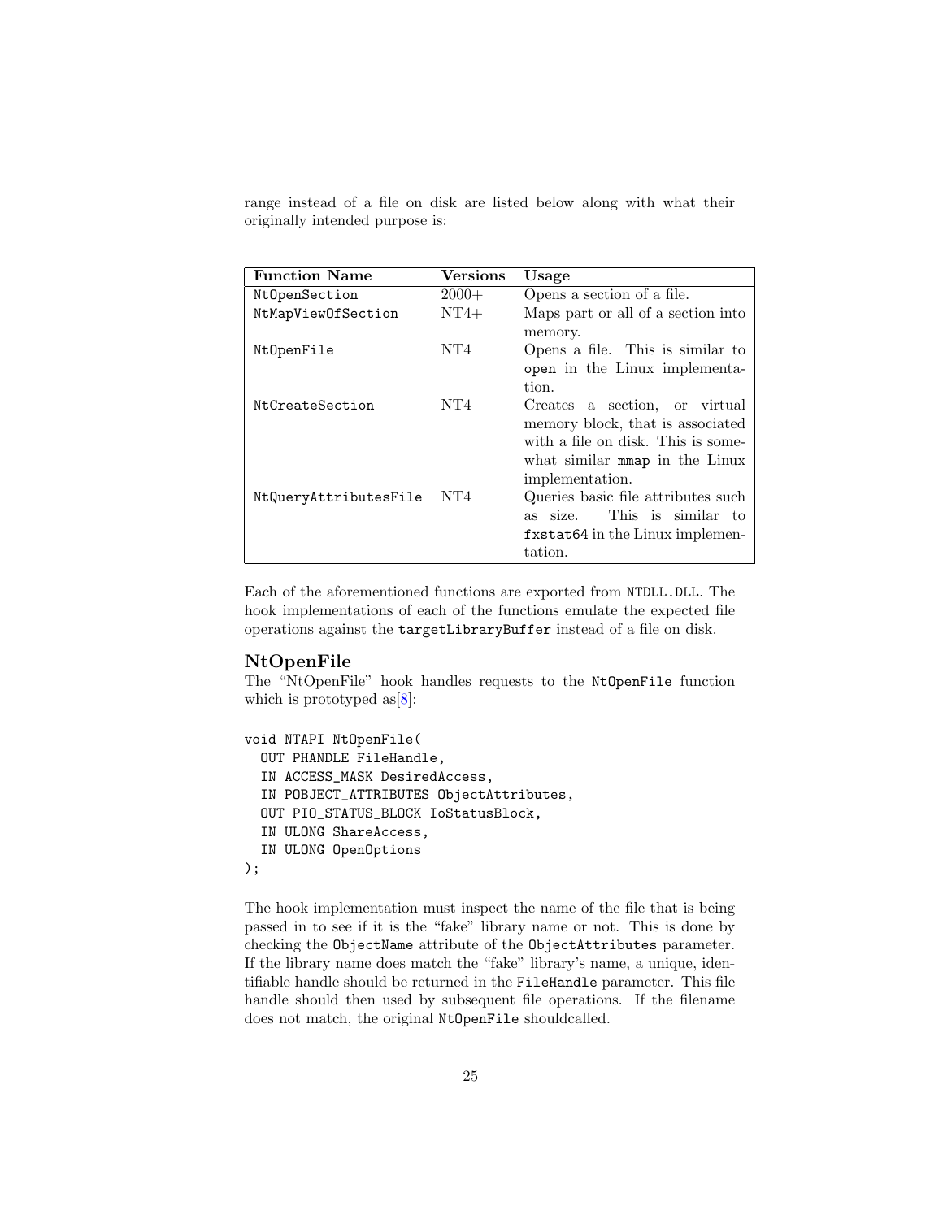range instead of a file on disk are listed below along with what their originally intended purpose is:

| Function Name | Versions | Usage |
|---|---|---|
| `NtOpenSection` | 2000+ | Opens a section of a file. |
| `NtMapViewOfSection` | NT4+ | Maps part or all of a section into memory. |
| `NtOpenFile` | NT4 | Opens a file. This is similar to `open` in the Linux implementation. |
| `NtCreateSection` | NT4 | Creates a section, or virtual memory block, that is associated with a file on disk. This is somewhat similar `mmap` in the Linux implementation. |
| `NtQueryAttributesFile` | NT4 | Queries basic file attributes such as size. This is similar to `fxstat64` in the Linux implementation. |

Each of the aforementioned functions are exported from `NTDLL.DLL`. The hook implementations of each of the functions emulate the expected file operations against the `targetLibraryBuffer` instead of a file on disk.

### NtOpenFile

The "NtOpenFile" hook handles requests to the `NtOpenFile` function which is prototyped as[8]:

```
void NTAPI NtOpenFile(
  OUT PHANDLE FileHandle,
  IN ACCESS_MASK DesiredAccess,
  IN POBJECT_ATTRIBUTES ObjectAttributes,
  OUT PIO_STATUS_BLOCK IoStatusBlock,
  IN ULONG ShareAccess,
  IN ULONG OpenOptions
);
```

The hook implementation must inspect the name of the file that is being passed in to see if it is the "fake" library name or not. This is done by checking the `ObjectName` attribute of the `ObjectAttributes` parameter. If the library name does match the "fake" library's name, a unique, identifiable handle should be returned in the `FileHandle` parameter. This file handle should then used by subsequent file operations. If the filename does not match, the original `NtOpenFile` shouldcalled.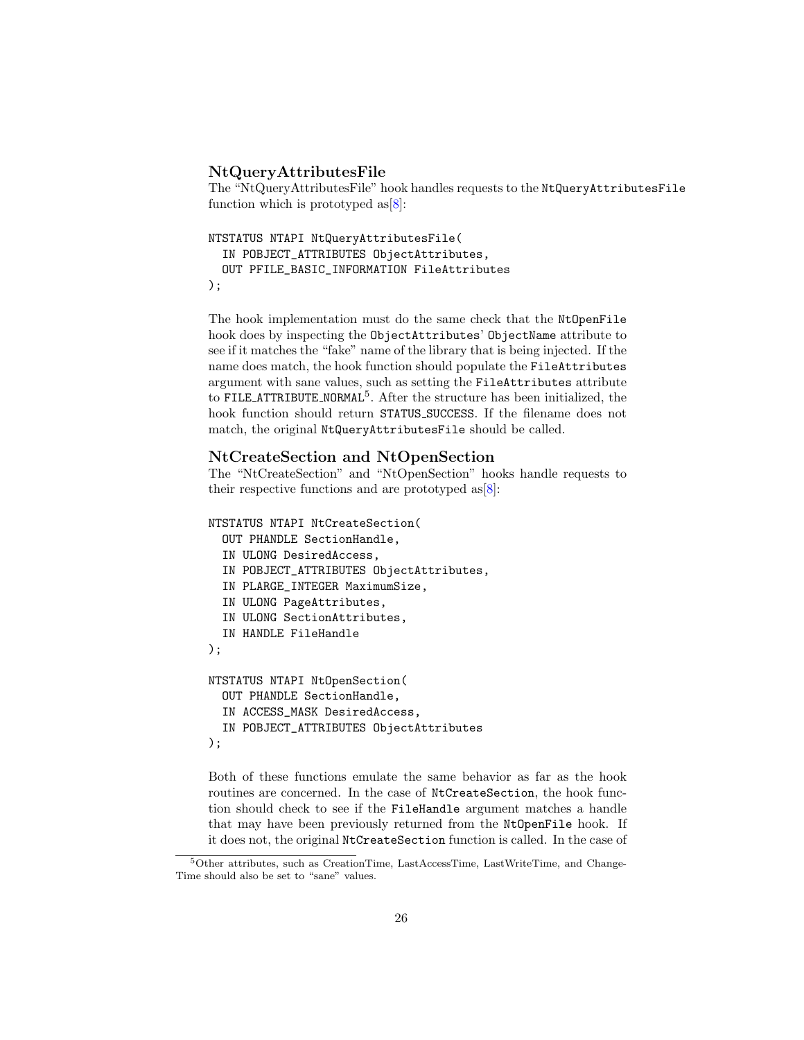### NtQueryAttributesFile

The "NtQueryAttributesFile" hook handles requests to the `NtQueryAttributesFile` function which is prototyped as[8]:

```
NTSTATUS NTAPI NtQueryAttributesFile(
  IN POBJECT_ATTRIBUTES ObjectAttributes,
  OUT PFILE_BASIC_INFORMATION FileAttributes
);
```

The hook implementation must do the same check that the `NtOpenFile` hook does by inspecting the `ObjectAttributes`' `ObjectName` attribute to see if it matches the "fake" name of the library that is being injected. If the name does match, the hook function should populate the `FileAttributes` argument with sane values, such as setting the `FileAttributes` attribute to `FILE_ATTRIBUTE_NORMAL`[5]. After the structure has been initialized, the hook function should return `STATUS_SUCCESS`. If the filename does not match, the original `NtQueryAttributesFile` should be called.

### NtCreateSection and NtOpenSection

The "NtCreateSection" and "NtOpenSection" hooks handle requests to their respective functions and are prototyped as[8]:

```
NTSTATUS NTAPI NtCreateSection(
  OUT PHANDLE SectionHandle,
  IN ULONG DesiredAccess,
  IN POBJECT_ATTRIBUTES ObjectAttributes,
  IN PLARGE_INTEGER MaximumSize,
  IN ULONG PageAttributes,
  IN ULONG SectionAttributes,
  IN HANDLE FileHandle
);

NTSTATUS NTAPI NtOpenSection(
  OUT PHANDLE SectionHandle,
  IN ACCESS_MASK DesiredAccess,
  IN POBJECT_ATTRIBUTES ObjectAttributes
);
```

Both of these functions emulate the same behavior as far as the hook routines are concerned. In the case of `NtCreateSection`, the hook function should check to see if the `FileHandle` argument matches a handle that may have been previously returned from the `NtOpenFile` hook. If it does not, the original `NtCreateSection` function is called. In the case of

[5] Other attributes, such as CreationTime, LastAccessTime, LastWriteTime, and ChangeTime should also be set to "sane" values.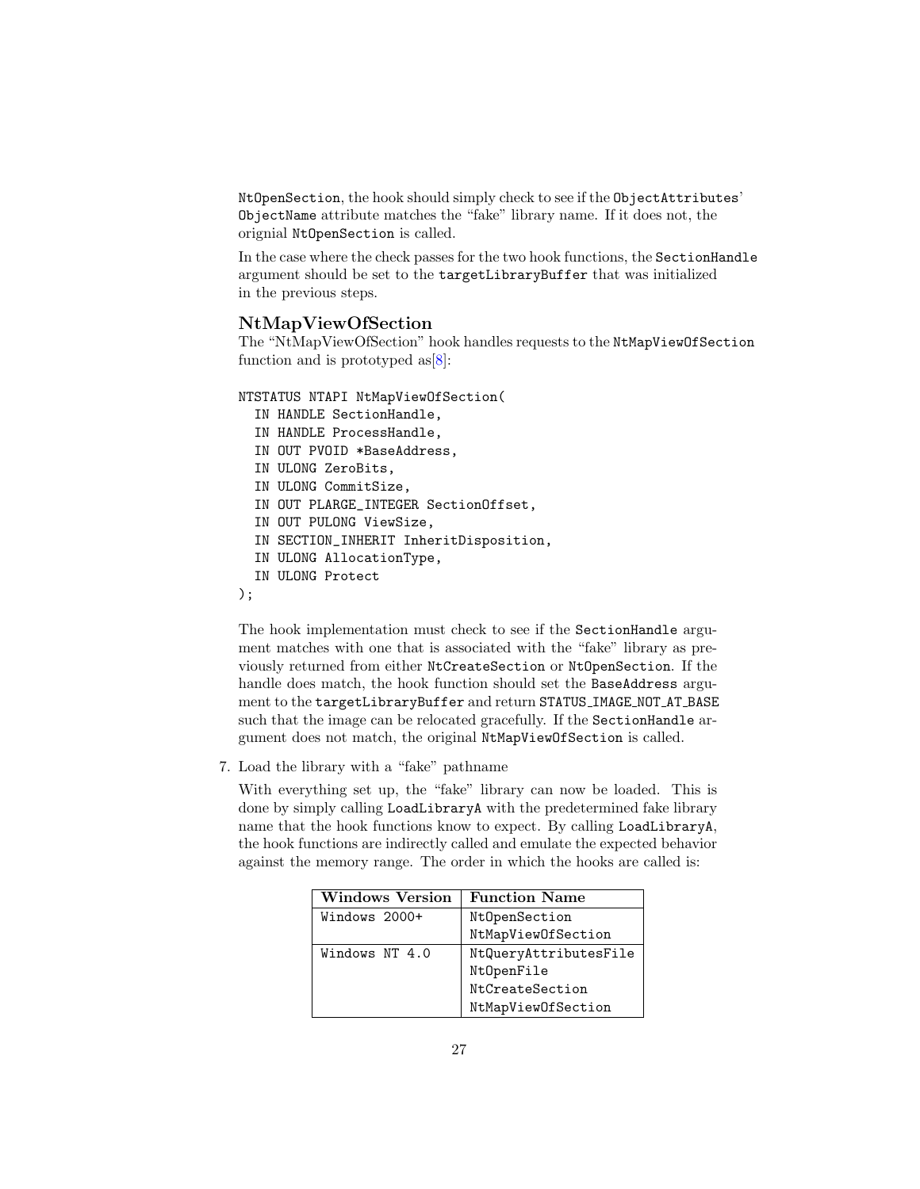`NtOpenSection`, the hook should simply check to see if the `ObjectAttributes`' `ObjectName` attribute matches the "fake" library name. If it does not, the orignial `NtOpenSection` is called.

In the case where the check passes for the two hook functions, the `SectionHandle` argument should be set to the `targetLibraryBuffer` that was initialized in the previous steps.

### NtMapViewOfSection

The "NtMapViewOfSection" hook handles requests to the `NtMapViewOfSection` function and is prototyped as[8]:

```
NTSTATUS NTAPI NtMapViewOfSection(
  IN HANDLE SectionHandle,
  IN HANDLE ProcessHandle,
  IN OUT PVOID *BaseAddress,
  IN ULONG ZeroBits,
  IN ULONG CommitSize,
  IN OUT PLARGE_INTEGER SectionOffset,
  IN OUT PULONG ViewSize,
  IN SECTION_INHERIT InheritDisposition,
  IN ULONG AllocationType,
  IN ULONG Protect
);
```

The hook implementation must check to see if the `SectionHandle` argument matches with one that is associated with the "fake" library as previously returned from either `NtCreateSection` or `NtOpenSection`. If the handle does match, the hook function should set the `BaseAddress` argument to the `targetLibraryBuffer` and return `STATUS_IMAGE_NOT_AT_BASE` such that the image can be relocated gracefully. If the `SectionHandle` argument does not match, the original `NtMapViewOfSection` is called.

7. Load the library with a "fake" pathname

   With everything set up, the "fake" library can now be loaded. This is done by simply calling `LoadLibraryA` with the predetermined fake library name that the hook functions know to expect. By calling `LoadLibraryA`, the hook functions are indirectly called and emulate the expected behavior against the memory range. The order in which the hooks are called is:

| Windows Version | Function Name |
|---|---|
| Windows 2000+ | NtOpenSection<br>NtMapViewOfSection |
| Windows NT 4.0 | NtQueryAttributesFile<br>NtOpenFile<br>NtCreateSection<br>NtMapViewOfSection |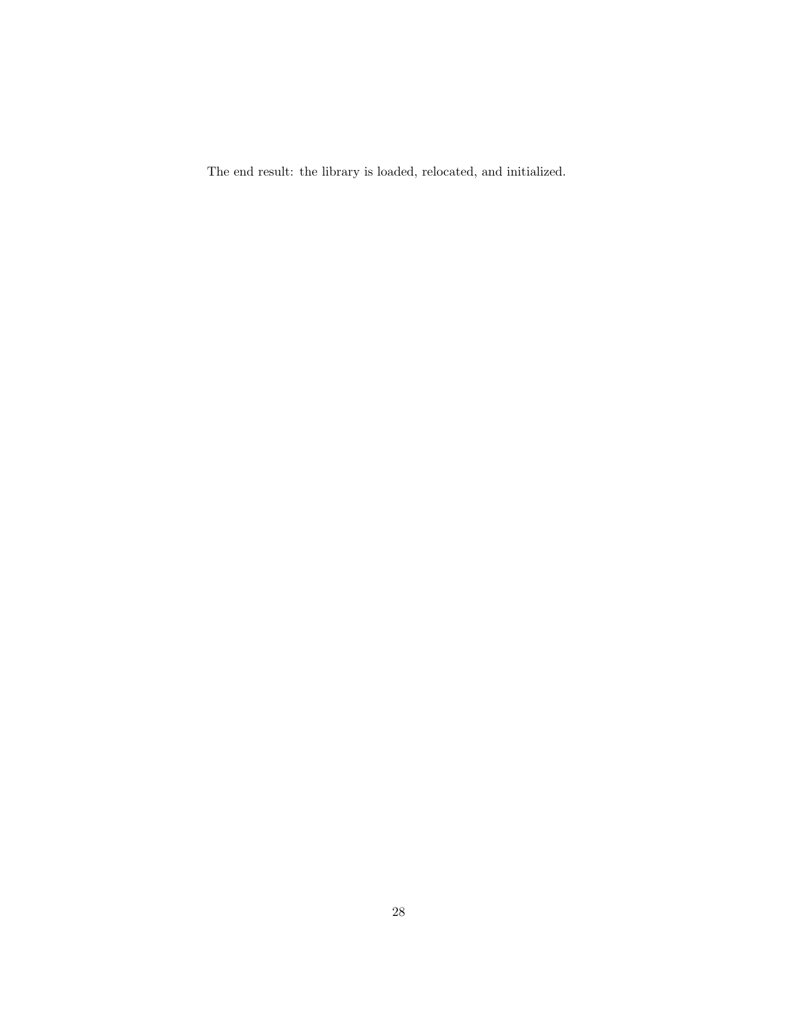The end result: the library is loaded, relocated, and initialized.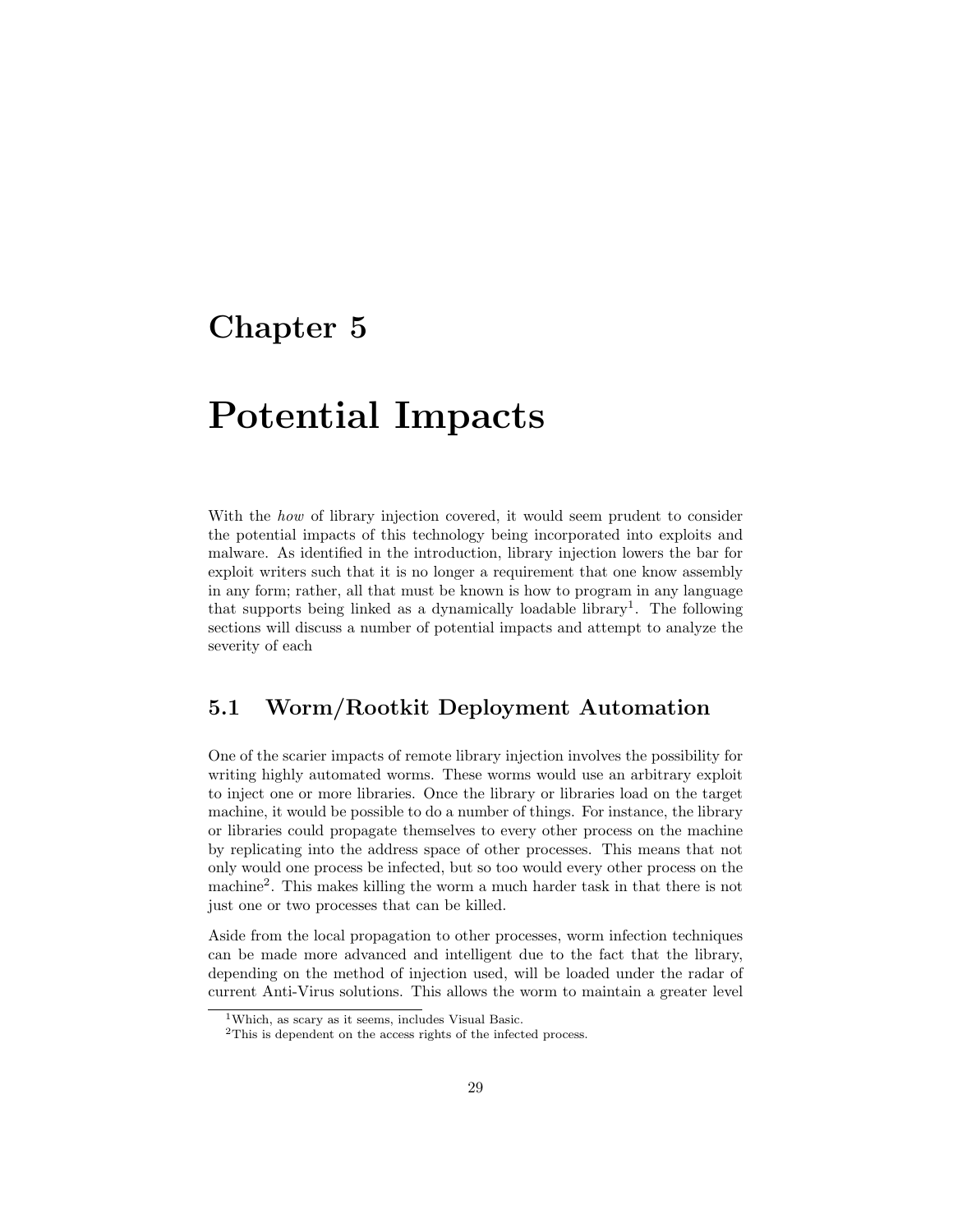# Chapter 5

# Potential Impacts

With the *how* of library injection covered, it would seem prudent to consider the potential impacts of this technology being incorporated into exploits and malware. As identified in the introduction, library injection lowers the bar for exploit writers such that it is no longer a requirement that one know assembly in any form; rather, all that must be known is how to program in any language that supports being linked as a dynamically loadable library[1]. The following sections will discuss a number of potential impacts and attempt to analyze the severity of each

## 5.1 Worm/Rootkit Deployment Automation

One of the scarier impacts of remote library injection involves the possibility for writing highly automated worms. These worms would use an arbitrary exploit to inject one or more libraries. Once the library or libraries load on the target machine, it would be possible to do a number of things. For instance, the library or libraries could propagate themselves to every other process on the machine by replicating into the address space of other processes. This means that not only would one process be infected, but so too would every other process on the machine[2]. This makes killing the worm a much harder task in that there is not just one or two processes that can be killed.

Aside from the local propagation to other processes, worm infection techniques can be made more advanced and intelligent due to the fact that the library, depending on the method of injection used, will be loaded under the radar of current Anti-Virus solutions. This allows the worm to maintain a greater level

[1] Which, as scary as it seems, includes Visual Basic.

[2] This is dependent on the access rights of the infected process.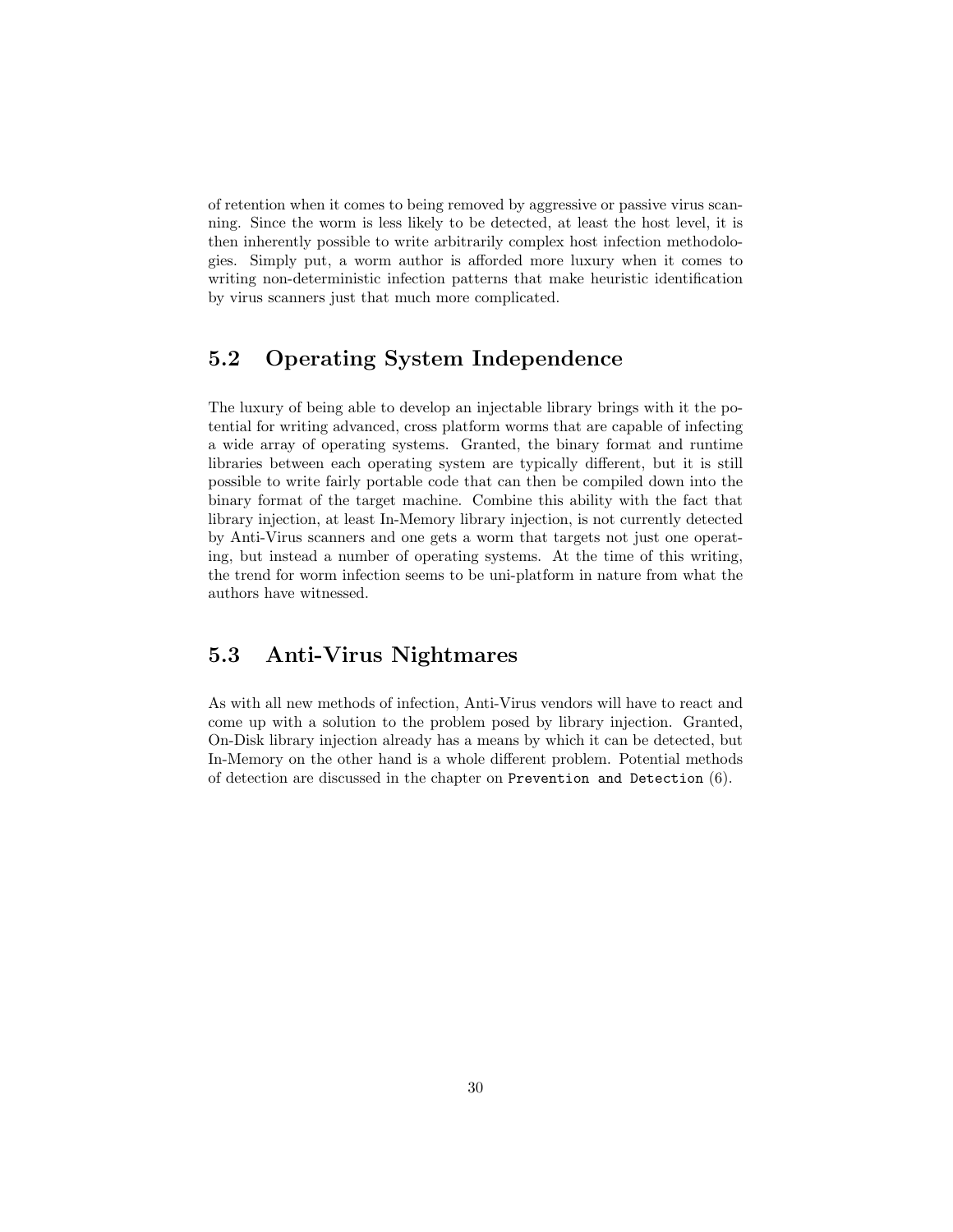of retention when it comes to being removed by aggressive or passive virus scanning. Since the worm is less likely to be detected, at least the host level, it is then inherently possible to write arbitrarily complex host infection methodologies. Simply put, a worm author is afforded more luxury when it comes to writing non-deterministic infection patterns that make heuristic identification by virus scanners just that much more complicated.

## 5.2 Operating System Independence

The luxury of being able to develop an injectable library brings with it the potential for writing advanced, cross platform worms that are capable of infecting a wide array of operating systems. Granted, the binary format and runtime libraries between each operating system are typically different, but it is still possible to write fairly portable code that can then be compiled down into the binary format of the target machine. Combine this ability with the fact that library injection, at least In-Memory library injection, is not currently detected by Anti-Virus scanners and one gets a worm that targets not just one operating, but instead a number of operating systems. At the time of this writing, the trend for worm infection seems to be uni-platform in nature from what the authors have witnessed.

## 5.3 Anti-Virus Nightmares

As with all new methods of infection, Anti-Virus vendors will have to react and come up with a solution to the problem posed by library injection. Granted, On-Disk library injection already has a means by which it can be detected, but In-Memory on the other hand is a whole different problem. Potential methods of detection are discussed in the chapter on `Prevention and Detection` (6).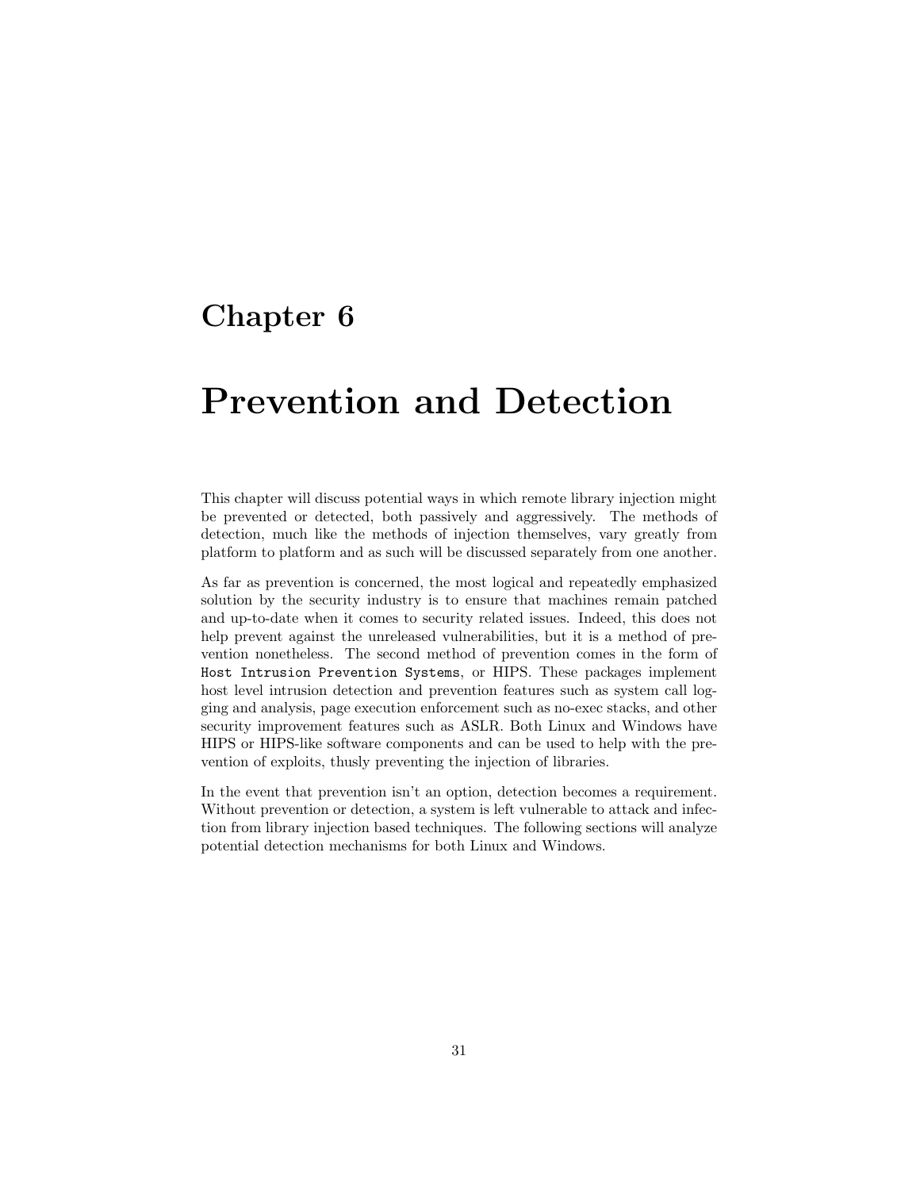# Chapter 6

# Prevention and Detection

This chapter will discuss potential ways in which remote library injection might be prevented or detected, both passively and aggressively. The methods of detection, much like the methods of injection themselves, vary greatly from platform to platform and as such will be discussed separately from one another.

As far as prevention is concerned, the most logical and repeatedly emphasized solution by the security industry is to ensure that machines remain patched and up-to-date when it comes to security related issues. Indeed, this does not help prevent against the unreleased vulnerabilities, but it is a method of prevention nonetheless. The second method of prevention comes in the form of `Host Intrusion Prevention Systems`, or HIPS. These packages implement host level intrusion detection and prevention features such as system call logging and analysis, page execution enforcement such as no-exec stacks, and other security improvement features such as ASLR. Both Linux and Windows have HIPS or HIPS-like software components and can be used to help with the prevention of exploits, thusly preventing the injection of libraries.

In the event that prevention isn't an option, detection becomes a requirement. Without prevention or detection, a system is left vulnerable to attack and infection from library injection based techniques. The following sections will analyze potential detection mechanisms for both Linux and Windows.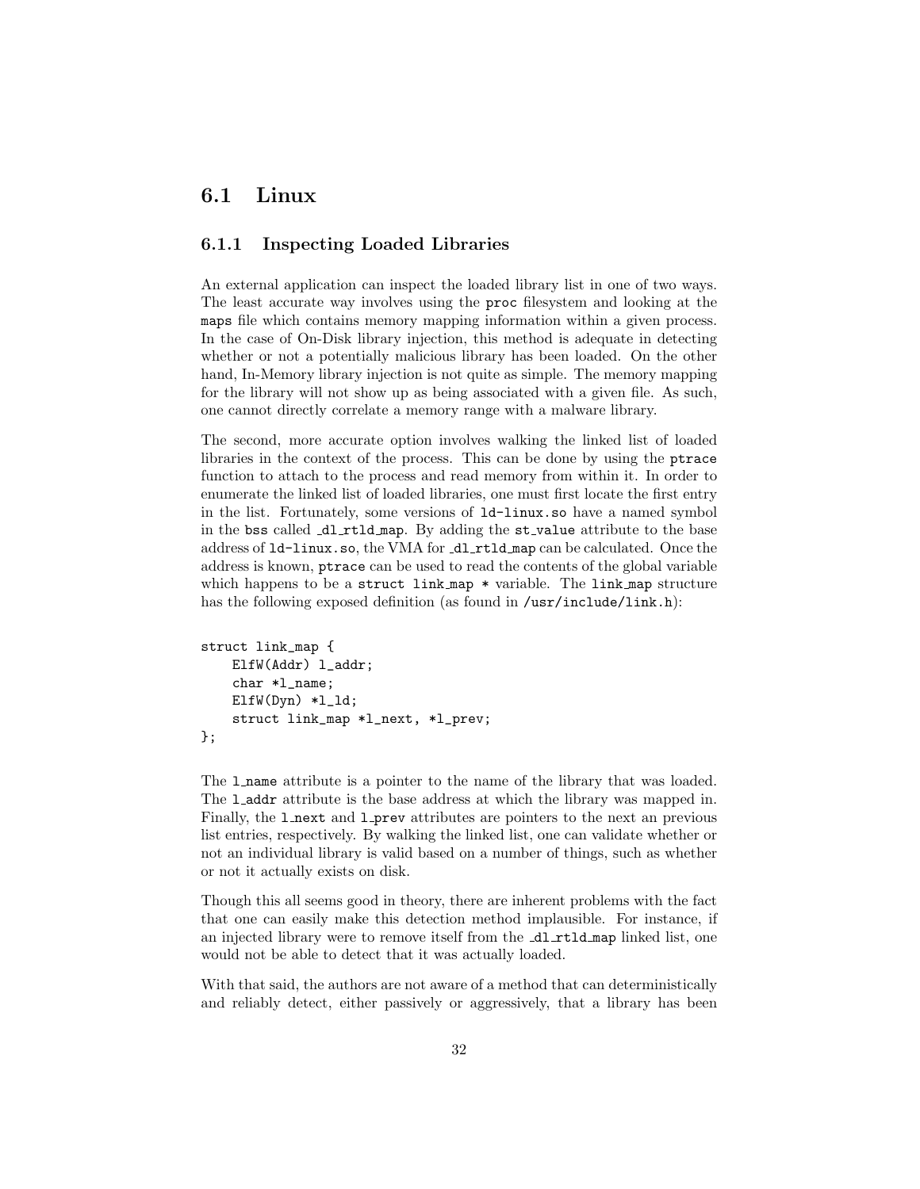## 6.1 Linux

### 6.1.1 Inspecting Loaded Libraries

An external application can inspect the loaded library list in one of two ways. The least accurate way involves using the `proc` filesystem and looking at the `maps` file which contains memory mapping information within a given process. In the case of On-Disk library injection, this method is adequate in detecting whether or not a potentially malicious library has been loaded. On the other hand, In-Memory library injection is not quite as simple. The memory mapping for the library will not show up as being associated with a given file. As such, one cannot directly correlate a memory range with a malware library.

The second, more accurate option involves walking the linked list of loaded libraries in the context of the process. This can be done by using the `ptrace` function to attach to the process and read memory from within it. In order to enumerate the linked list of loaded libraries, one must first locate the first entry in the list. Fortunately, some versions of `ld-linux.so` have a named symbol in the `bss` called `_dl_rtld_map`. By adding the `st_value` attribute to the base address of `ld-linux.so`, the VMA for `_dl_rtld_map` can be calculated. Once the address is known, `ptrace` can be used to read the contents of the global variable which happens to be a `struct link_map *` variable. The `link_map` structure has the following exposed definition (as found in `/usr/include/link.h`):

```
struct link_map {
    ElfW(Addr) l_addr;
    char *l_name;
    ElfW(Dyn) *l_ld;
    struct link_map *l_next, *l_prev;
};
```

The `l_name` attribute is a pointer to the name of the library that was loaded. The `l_addr` attribute is the base address at which the library was mapped in. Finally, the `l_next` and `l_prev` attributes are pointers to the next an previous list entries, respectively. By walking the linked list, one can validate whether or not an individual library is valid based on a number of things, such as whether or not it actually exists on disk.

Though this all seems good in theory, there are inherent problems with the fact that one can easily make this detection method implausible. For instance, if an injected library were to remove itself from the `_dl_rtld_map` linked list, one would not be able to detect that it was actually loaded.

With that said, the authors are not aware of a method that can deterministically and reliably detect, either passively or aggressively, that a library has been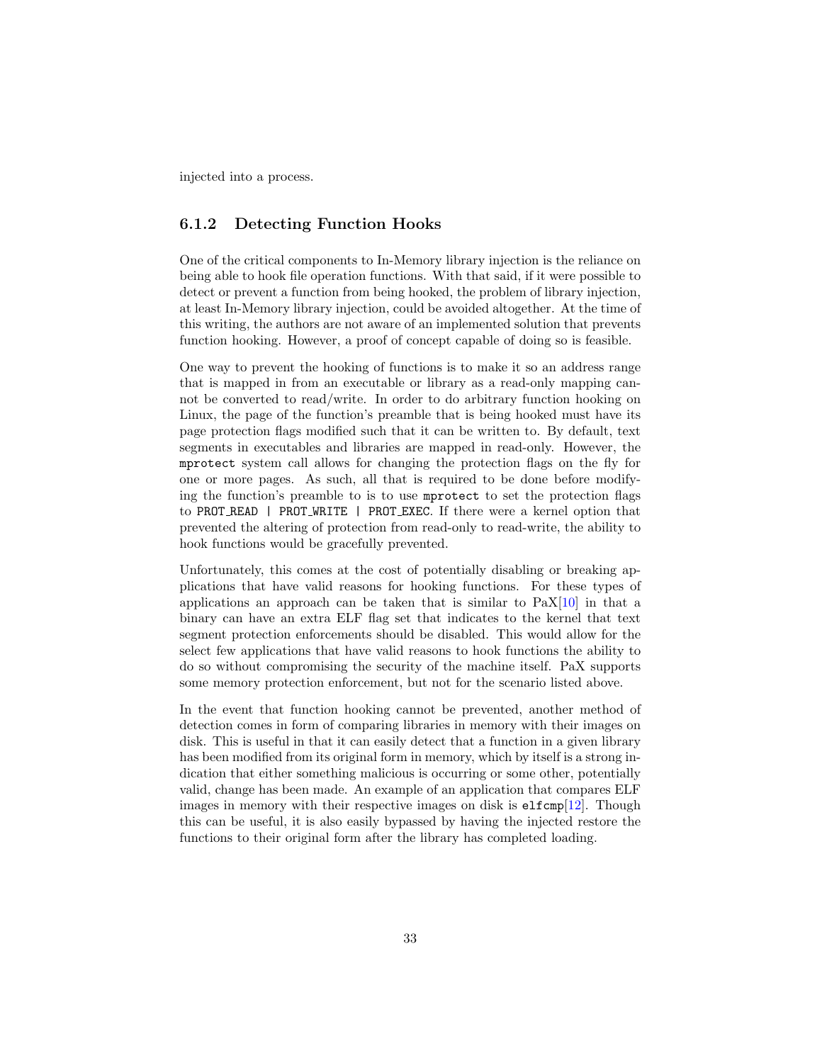injected into a process.

### 6.1.2 Detecting Function Hooks

One of the critical components to In-Memory library injection is the reliance on being able to hook file operation functions. With that said, if it were possible to detect or prevent a function from being hooked, the problem of library injection, at least In-Memory library injection, could be avoided altogether. At the time of this writing, the authors are not aware of an implemented solution that prevents function hooking. However, a proof of concept capable of doing so is feasible.

One way to prevent the hooking of functions is to make it so an address range that is mapped in from an executable or library as a read-only mapping cannot be converted to read/write. In order to do arbitrary function hooking on Linux, the page of the function's preamble that is being hooked must have its page protection flags modified such that it can be written to. By default, text segments in executables and libraries are mapped in read-only. However, the `mprotect` system call allows for changing the protection flags on the fly for one or more pages. As such, all that is required to be done before modifying the function's preamble to is to use `mprotect` to set the protection flags to `PROT_READ | PROT_WRITE | PROT_EXEC`. If there were a kernel option that prevented the altering of protection from read-only to read-write, the ability to hook functions would be gracefully prevented.

Unfortunately, this comes at the cost of potentially disabling or breaking applications that have valid reasons for hooking functions. For these types of applications an approach can be taken that is similar to PaX[10] in that a binary can have an extra ELF flag set that indicates to the kernel that text segment protection enforcements should be disabled. This would allow for the select few applications that have valid reasons to hook functions the ability to do so without compromising the security of the machine itself. PaX supports some memory protection enforcement, but not for the scenario listed above.

In the event that function hooking cannot be prevented, another method of detection comes in form of comparing libraries in memory with their images on disk. This is useful in that it can easily detect that a function in a given library has been modified from its original form in memory, which by itself is a strong indication that either something malicious is occurring or some other, potentially valid, change has been made. An example of an application that compares ELF images in memory with their respective images on disk is `elfcmp`[12]. Though this can be useful, it is also easily bypassed by having the injected restore the functions to their original form after the library has completed loading.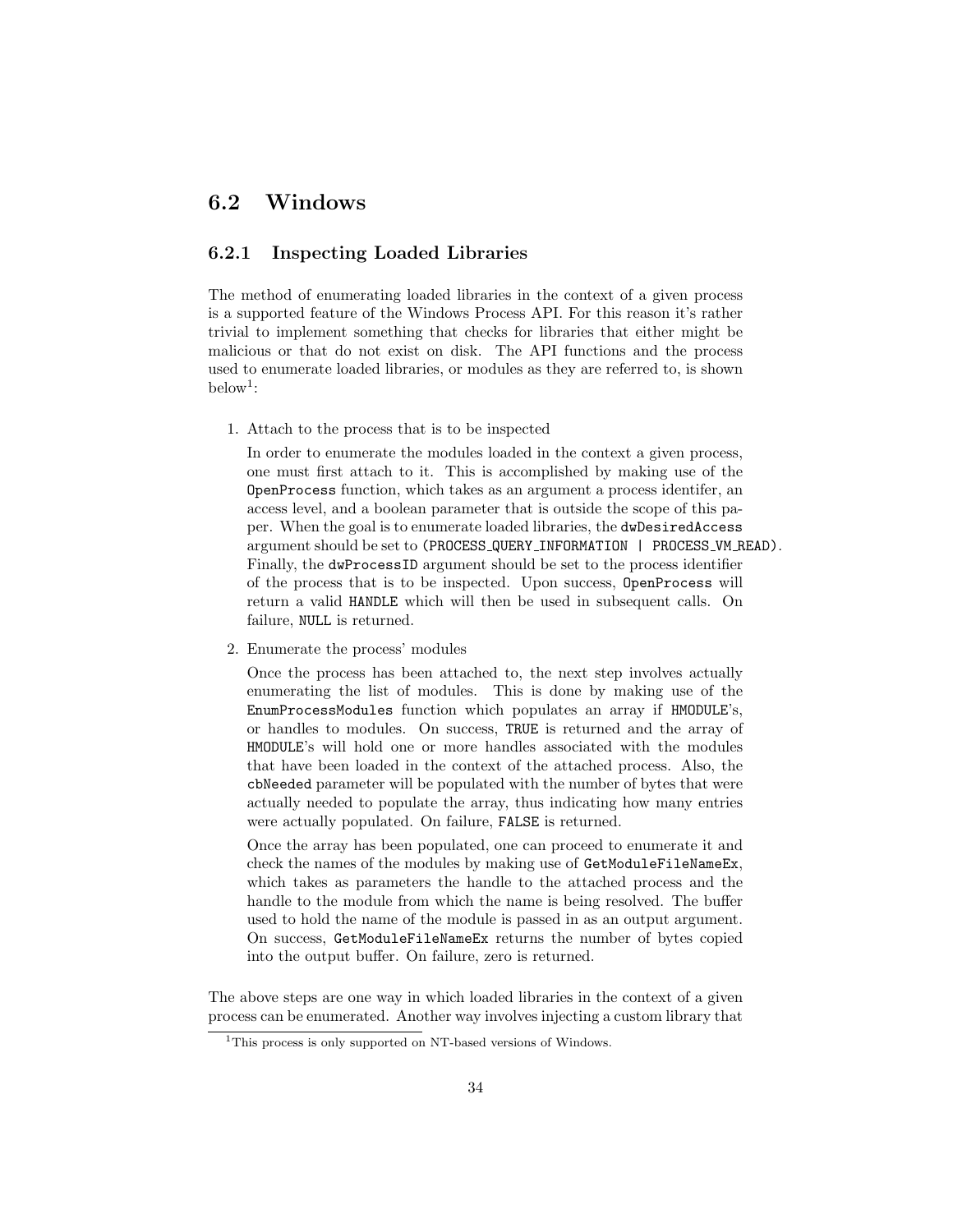## 6.2 Windows

### 6.2.1 Inspecting Loaded Libraries

The method of enumerating loaded libraries in the context of a given process is a supported feature of the Windows Process API. For this reason it's rather trivial to implement something that checks for libraries that either might be malicious or that do not exist on disk. The API functions and the process used to enumerate loaded libraries, or modules as they are referred to, is shown below[1]:

1. Attach to the process that is to be inspected

   In order to enumerate the modules loaded in the context a given process, one must first attach to it. This is accomplished by making use of the `OpenProcess` function, which takes as an argument a process identifer, an access level, and a boolean parameter that is outside the scope of this paper. When the goal is to enumerate loaded libraries, the `dwDesiredAccess` argument should be set to `(PROCESS_QUERY_INFORMATION | PROCESS_VM_READ)`. Finally, the `dwProcessID` argument should be set to the process identifier of the process that is to be inspected. Upon success, `OpenProcess` will return a valid `HANDLE` which will then be used in subsequent calls. On failure, `NULL` is returned.

2. Enumerate the process' modules

   Once the process has been attached to, the next step involves actually enumerating the list of modules. This is done by making use of the `EnumProcessModules` function which populates an array if `HMODULE`'s, or handles to modules. On success, `TRUE` is returned and the array of `HMODULE`'s will hold one or more handles associated with the modules that have been loaded in the context of the attached process. Also, the `cbNeeded` parameter will be populated with the number of bytes that were actually needed to populate the array, thus indicating how many entries were actually populated. On failure, `FALSE` is returned.

   Once the array has been populated, one can proceed to enumerate it and check the names of the modules by making use of `GetModuleFileNameEx`, which takes as parameters the handle to the attached process and the handle to the module from which the name is being resolved. The buffer used to hold the name of the module is passed in as an output argument. On success, `GetModuleFileNameEx` returns the number of bytes copied into the output buffer. On failure, zero is returned.

The above steps are one way in which loaded libraries in the context of a given process can be enumerated. Another way involves injecting a custom library that

[1] This process is only supported on NT-based versions of Windows.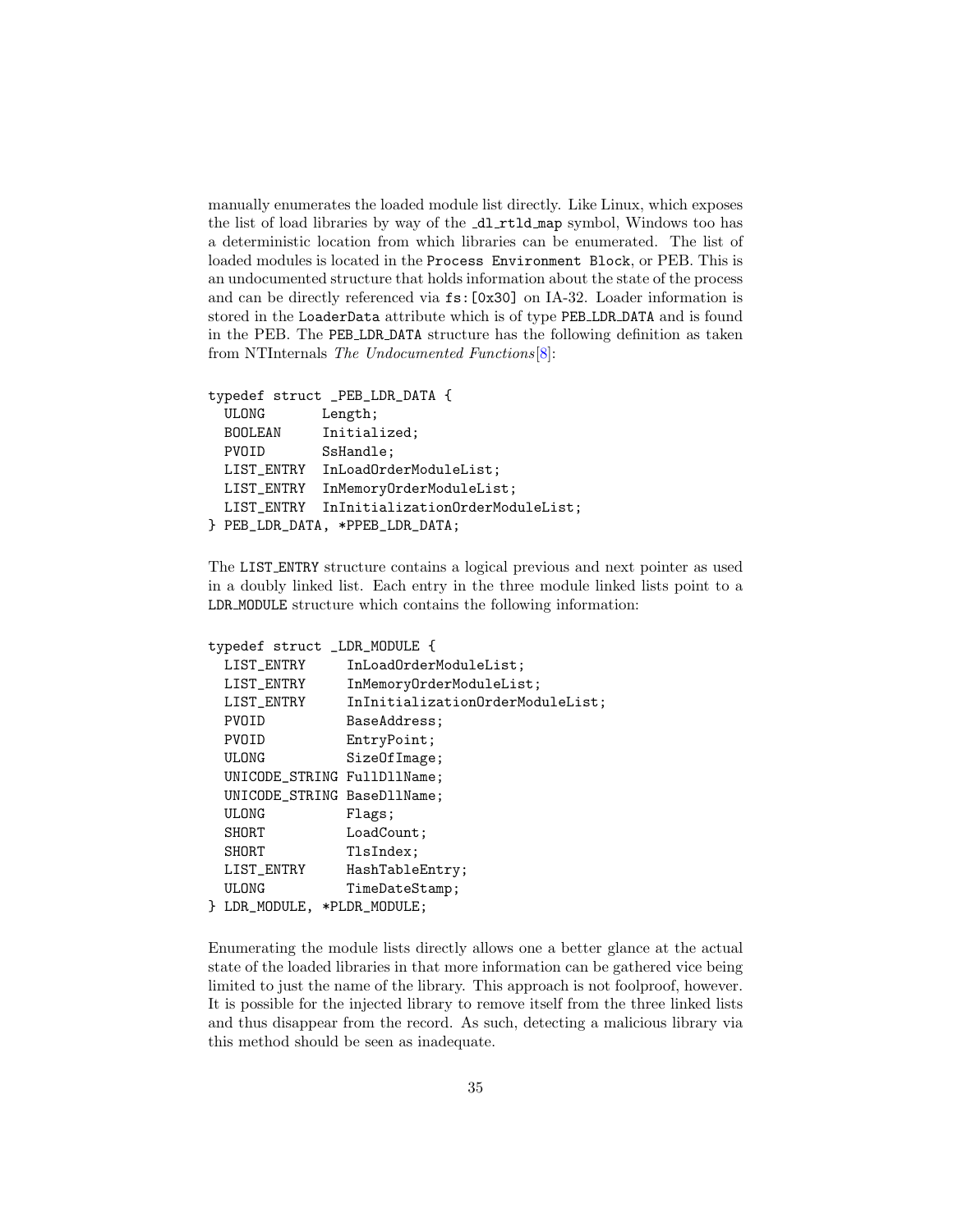manually enumerates the loaded module list directly. Like Linux, which exposes the list of load libraries by way of the `_dl_rtld_map` symbol, Windows too has a deterministic location from which libraries can be enumerated. The list of loaded modules is located in the `Process Environment Block`, or PEB. This is an undocumented structure that holds information about the state of the process and can be directly referenced via `fs:[0x30]` on IA-32. Loader information is stored in the `LoaderData` attribute which is of type `PEB_LDR_DATA` and is found in the PEB. The `PEB_LDR_DATA` structure has the following definition as taken from NTInternals *The Undocumented Functions*[8]:

```
typedef struct _PEB_LDR_DATA {
  ULONG       Length;
  BOOLEAN     Initialized;
  PVOID       SsHandle;
  LIST_ENTRY  InLoadOrderModuleList;
  LIST_ENTRY  InMemoryOrderModuleList;
  LIST_ENTRY  InInitializationOrderModuleList;
} PEB_LDR_DATA, *PPEB_LDR_DATA;
```

The `LIST_ENTRY` structure contains a logical previous and next pointer as used in a doubly linked list. Each entry in the three module linked lists point to a `LDR_MODULE` structure which contains the following information:

```
typedef struct _LDR_MODULE {
  LIST_ENTRY      InLoadOrderModuleList;
  LIST_ENTRY      InMemoryOrderModuleList;
  LIST_ENTRY      InInitializationOrderModuleList;
  PVOID           BaseAddress;
  PVOID           EntryPoint;
  ULONG           SizeOfImage;
  UNICODE_STRING  FullDllName;
  UNICODE_STRING  BaseDllName;
  ULONG           Flags;
  SHORT           LoadCount;
  SHORT           TlsIndex;
  LIST_ENTRY      HashTableEntry;
  ULONG           TimeDateStamp;
} LDR_MODULE, *PLDR_MODULE;
```

Enumerating the module lists directly allows one a better glance at the actual state of the loaded libraries in that more information can be gathered vice being limited to just the name of the library. This approach is not foolproof, however. It is possible for the injected library to remove itself from the three linked lists and thus disappear from the record. As such, detecting a malicious library via this method should be seen as inadequate.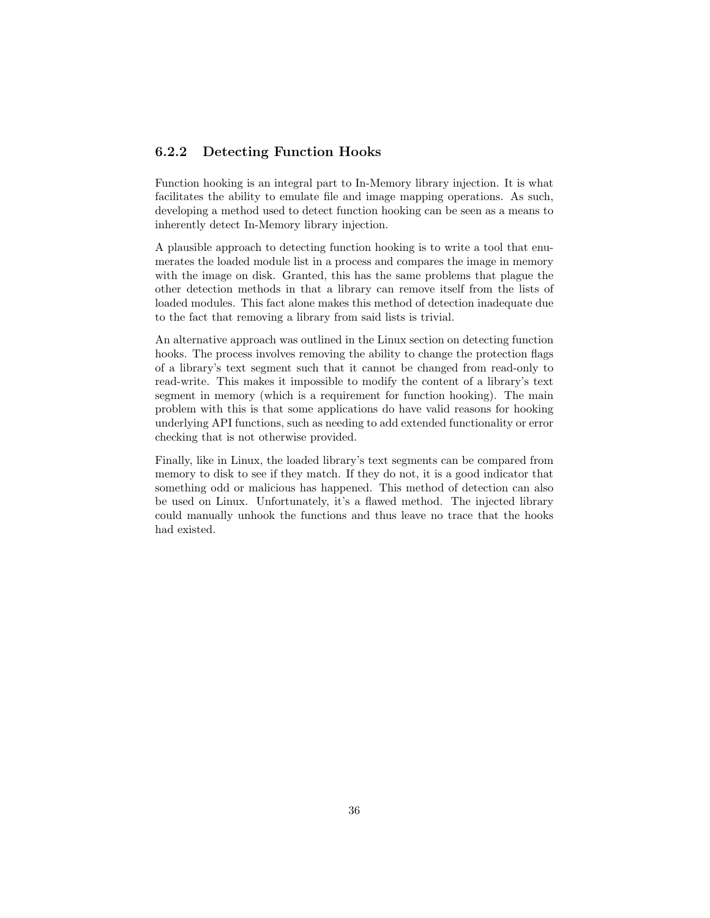### 6.2.2 Detecting Function Hooks

Function hooking is an integral part to In-Memory library injection. It is what facilitates the ability to emulate file and image mapping operations. As such, developing a method used to detect function hooking can be seen as a means to inherently detect In-Memory library injection.

A plausible approach to detecting function hooking is to write a tool that enumerates the loaded module list in a process and compares the image in memory with the image on disk. Granted, this has the same problems that plague the other detection methods in that a library can remove itself from the lists of loaded modules. This fact alone makes this method of detection inadequate due to the fact that removing a library from said lists is trivial.

An alternative approach was outlined in the Linux section on detecting function hooks. The process involves removing the ability to change the protection flags of a library's text segment such that it cannot be changed from read-only to read-write. This makes it impossible to modify the content of a library's text segment in memory (which is a requirement for function hooking). The main problem with this is that some applications do have valid reasons for hooking underlying API functions, such as needing to add extended functionality or error checking that is not otherwise provided.

Finally, like in Linux, the loaded library's text segments can be compared from memory to disk to see if they match. If they do not, it is a good indicator that something odd or malicious has happened. This method of detection can also be used on Linux. Unfortunately, it's a flawed method. The injected library could manually unhook the functions and thus leave no trace that the hooks had existed.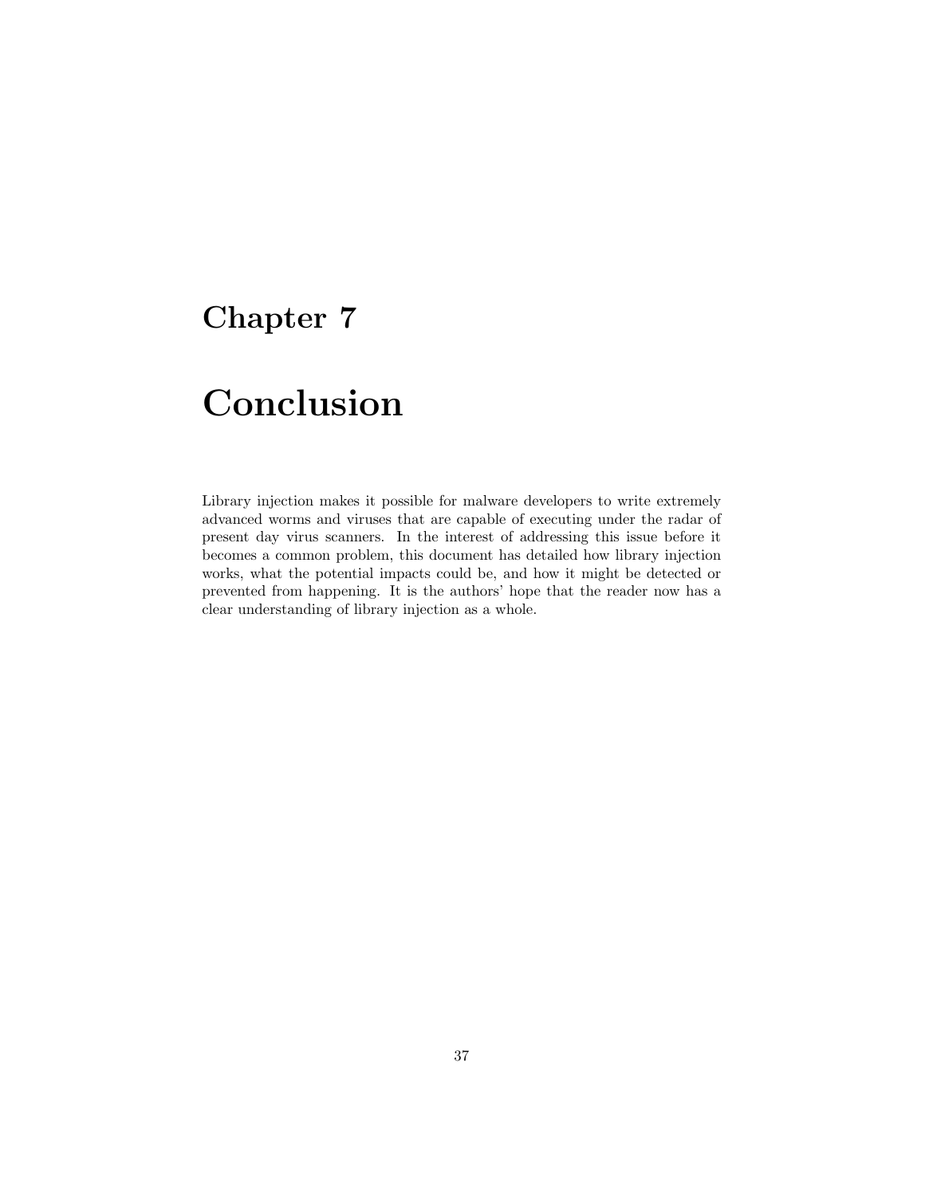# Chapter 7

# Conclusion

Library injection makes it possible for malware developers to write extremely advanced worms and viruses that are capable of executing under the radar of present day virus scanners. In the interest of addressing this issue before it becomes a common problem, this document has detailed how library injection works, what the potential impacts could be, and how it might be detected or prevented from happening. It is the authors' hope that the reader now has a clear understanding of library injection as a whole.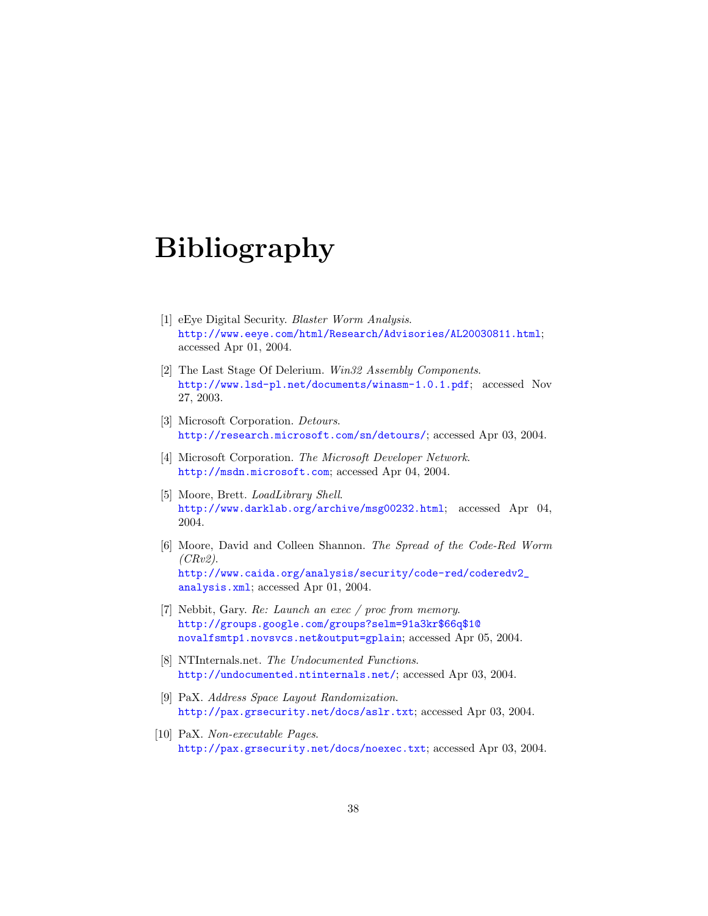# Bibliography

[1] eEye Digital Security. *Blaster Worm Analysis*. http://www.eeye.com/html/Research/Advisories/AL20030811.html; accessed Apr 01, 2004.

[2] The Last Stage Of Delerium. *Win32 Assembly Components*. http://www.lsd-pl.net/documents/winasm-1.0.1.pdf; accessed Nov 27, 2003.

[3] Microsoft Corporation. *Detours*. http://research.microsoft.com/sn/detours/; accessed Apr 03, 2004.

[4] Microsoft Corporation. *The Microsoft Developer Network*. http://msdn.microsoft.com; accessed Apr 04, 2004.

[5] Moore, Brett. *LoadLibrary Shell*. http://www.darklab.org/archive/msg00232.html; accessed Apr 04, 2004.

[6] Moore, David and Colleen Shannon. *The Spread of the Code-Red Worm (CRv2)*. http://www.caida.org/analysis/security/code-red/coderedv2_analysis.xml; accessed Apr 01, 2004.

[7] Nebbit, Gary. *Re: Launch an exec / proc from memory*. http://groups.google.com/groups?selm=91a3kr$66q$1@novalfsmtp1.novsvcs.net&output=gplain; accessed Apr 05, 2004.

[8] NTInternals.net. *The Undocumented Functions*. http://undocumented.ntinternals.net/; accessed Apr 03, 2004.

[9] PaX. *Address Space Layout Randomization*. http://pax.grsecurity.net/docs/aslr.txt; accessed Apr 03, 2004.

[10] PaX. *Non-executable Pages*. http://pax.grsecurity.net/docs/noexec.txt; accessed Apr 03, 2004.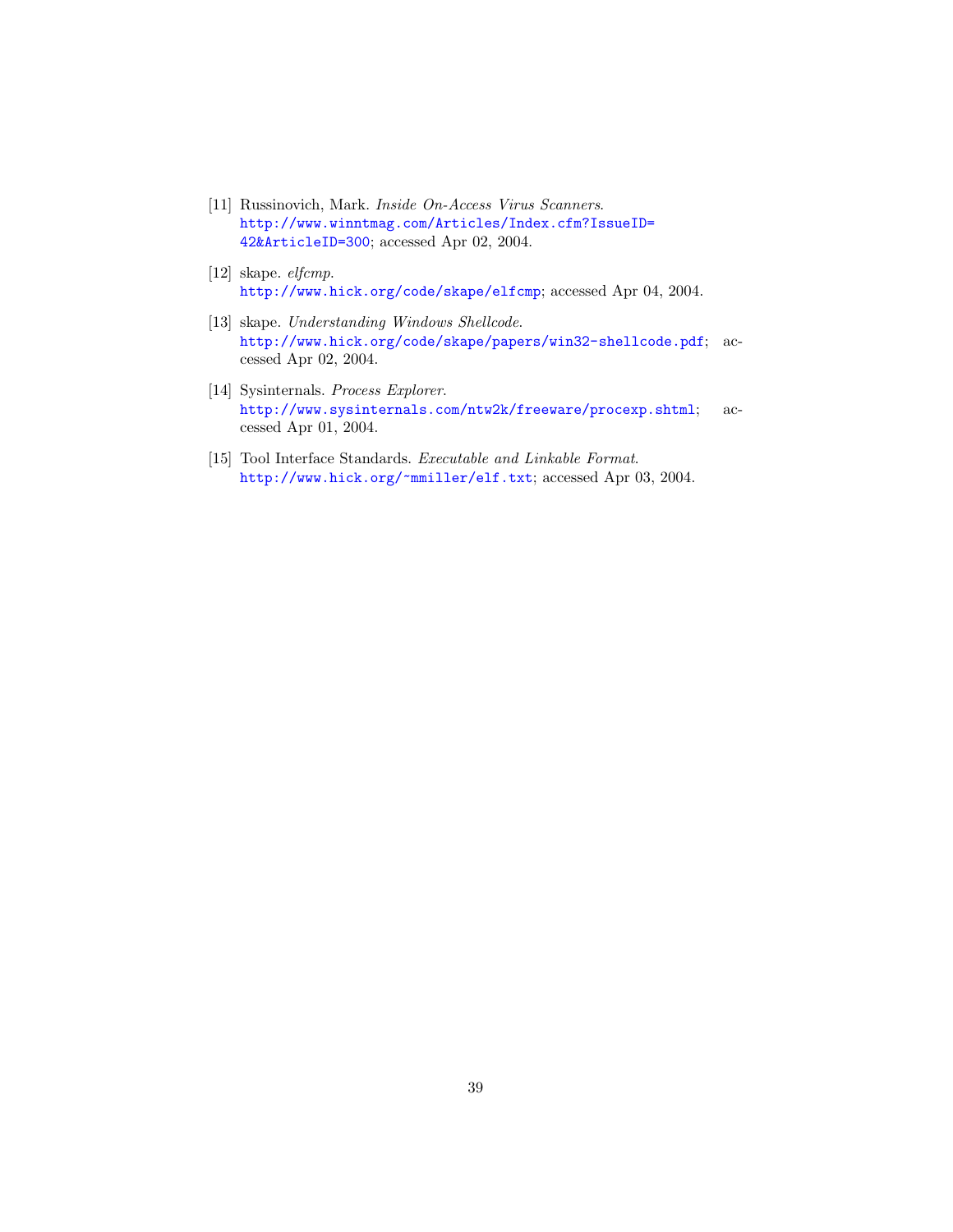[11] Russinovich, Mark. *Inside On-Access Virus Scanners*.
http://www.winntmag.com/Articles/Index.cfm?IssueID=42&ArticleID=300; accessed Apr 02, 2004.

[12] skape. *elfcmp*.
http://www.hick.org/code/skape/elfcmp; accessed Apr 04, 2004.

[13] skape. *Understanding Windows Shellcode*.
http://www.hick.org/code/skape/papers/win32-shellcode.pdf; accessed Apr 02, 2004.

[14] Sysinternals. *Process Explorer*.
http://www.sysinternals.com/ntw2k/freeware/procexp.shtml; accessed Apr 01, 2004.

[15] Tool Interface Standards. *Executable and Linkable Format*.
http://www.hick.org/~mmiller/elf.txt; accessed Apr 03, 2004.